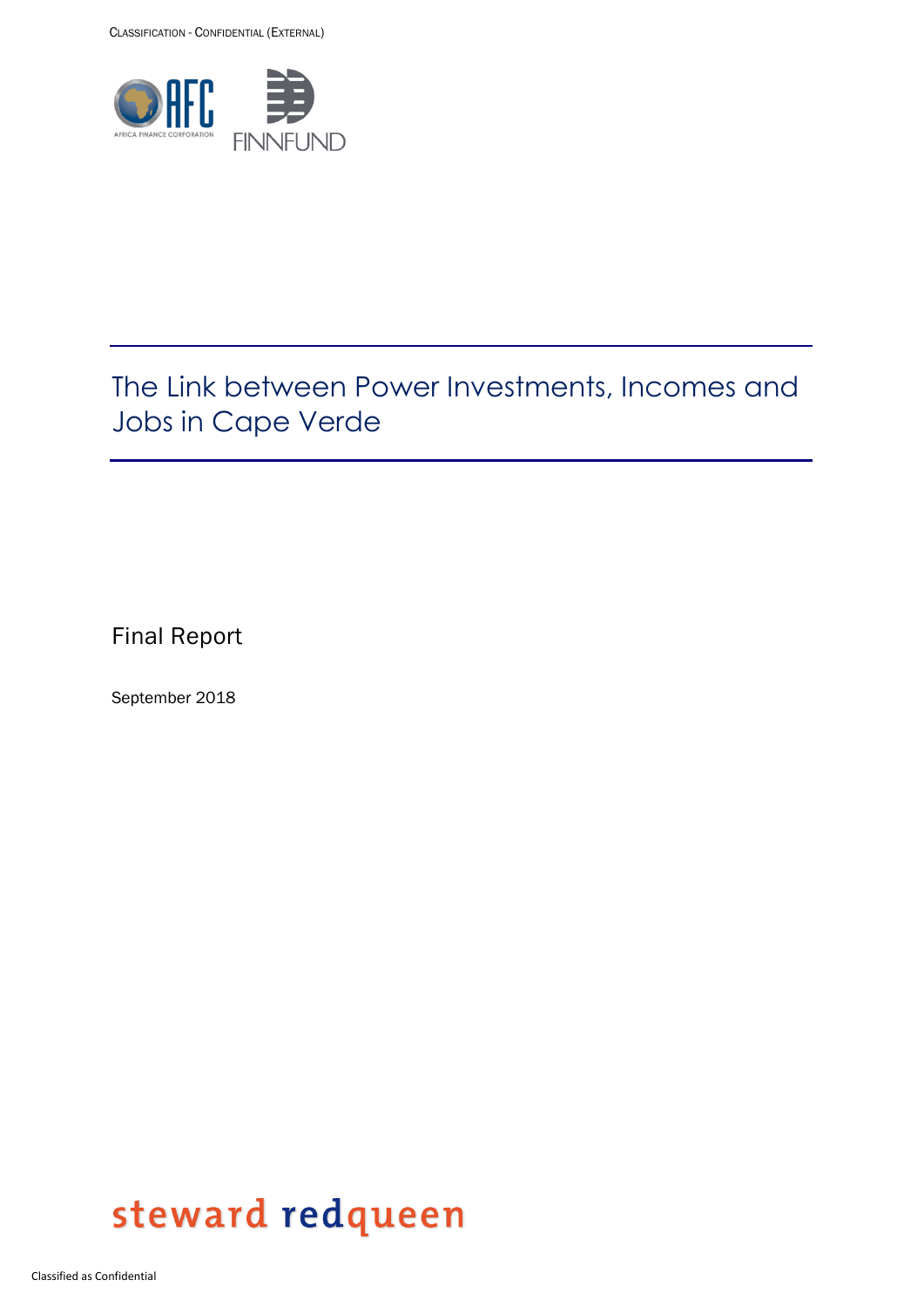# The Link between Power Investments, Incomes and Jobs in Cape Verde

Final Report

September 2018

steward redqueen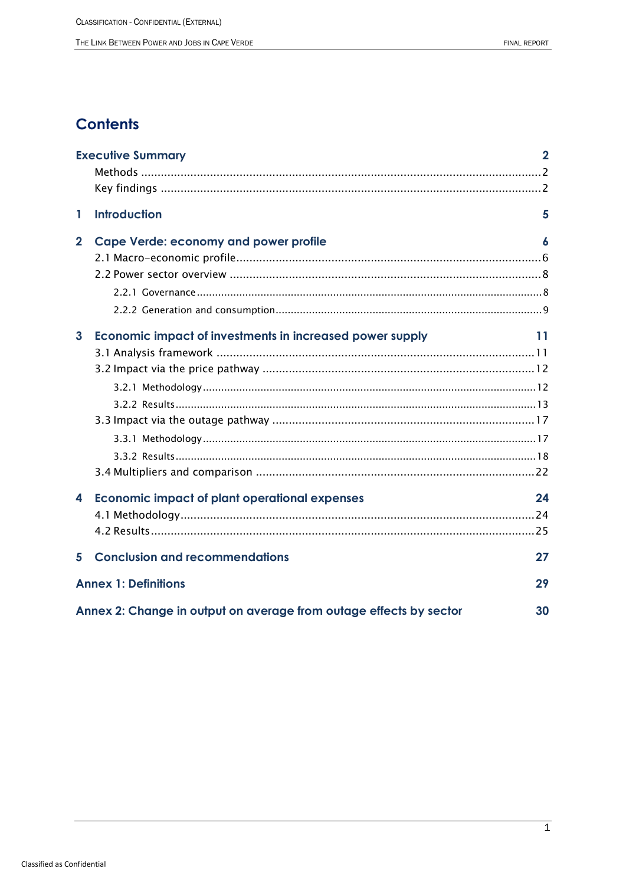## Contents

| | | |
|---|---|---|
| **Executive Summary** | | **2** |
| | Methods | 2 |
| | Key findings | 2 |
| **1** | **Introduction** | **5** |
| **2** | **Cape Verde: economy and power profile** | **6** |
| | 2.1 Macro-economic profile | 6 |
| | 2.2 Power sector overview | 8 |
| | 2.2.1 Governance | 8 |
| | 2.2.2 Generation and consumption | 9 |
| **3** | **Economic impact of investments in increased power supply** | **11** |
| | 3.1 Analysis framework | 11 |
| | 3.2 Impact via the price pathway | 12 |
| | 3.2.1 Methodology | 12 |
| | 3.2.2 Results | 13 |
| | 3.3 Impact via the outage pathway | 17 |
| | 3.3.1 Methodology | 17 |
| | 3.3.2 Results | 18 |
| | 3.4 Multipliers and comparison | 22 |
| **4** | **Economic impact of plant operational expenses** | **24** |
| | 4.1 Methodology | 24 |
| | 4.2 Results | 25 |
| **5** | **Conclusion and recommendations** | **27** |
| **Annex 1: Definitions** | | **29** |
| **Annex 2: Change in output on average from outage effects by sector** | | **30** |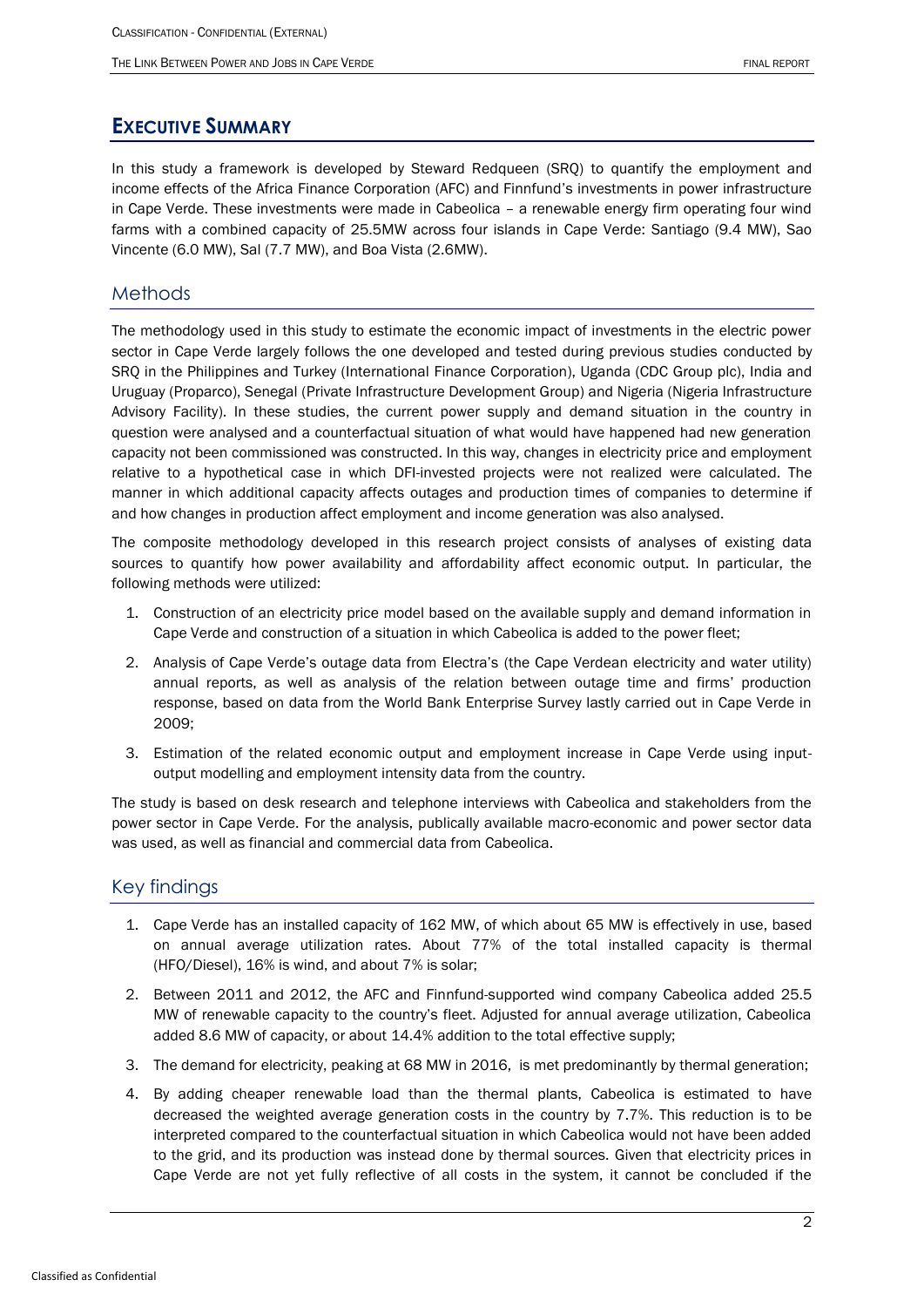# EXECUTIVE SUMMARY

In this study a framework is developed by Steward Redqueen (SRQ) to quantify the employment and income effects of the Africa Finance Corporation (AFC) and Finnfund's investments in power infrastructure in Cape Verde. These investments were made in Cabeolica – a renewable energy firm operating four wind farms with a combined capacity of 25.5MW across four islands in Cape Verde: Santiago (9.4 MW), Sao Vincente (6.0 MW), Sal (7.7 MW), and Boa Vista (2.6MW).

## Methods

The methodology used in this study to estimate the economic impact of investments in the electric power sector in Cape Verde largely follows the one developed and tested during previous studies conducted by SRQ in the Philippines and Turkey (International Finance Corporation), Uganda (CDC Group plc), India and Uruguay (Proparco), Senegal (Private Infrastructure Development Group) and Nigeria (Nigeria Infrastructure Advisory Facility). In these studies, the current power supply and demand situation in the country in question were analysed and a counterfactual situation of what would have happened had new generation capacity not been commissioned was constructed. In this way, changes in electricity price and employment relative to a hypothetical case in which DFI-invested projects were not realized were calculated. The manner in which additional capacity affects outages and production times of companies to determine if and how changes in production affect employment and income generation was also analysed.

The composite methodology developed in this research project consists of analyses of existing data sources to quantify how power availability and affordability affect economic output. In particular, the following methods were utilized:

1. Construction of an electricity price model based on the available supply and demand information in Cape Verde and construction of a situation in which Cabeolica is added to the power fleet;
2. Analysis of Cape Verde's outage data from Electra's (the Cape Verdean electricity and water utility) annual reports, as well as analysis of the relation between outage time and firms' production response, based on data from the World Bank Enterprise Survey lastly carried out in Cape Verde in 2009;
3. Estimation of the related economic output and employment increase in Cape Verde using input-output modelling and employment intensity data from the country.

The study is based on desk research and telephone interviews with Cabeolica and stakeholders from the power sector in Cape Verde. For the analysis, publically available macro-economic and power sector data was used, as well as financial and commercial data from Cabeolica.

## Key findings

1. Cape Verde has an installed capacity of 162 MW, of which about 65 MW is effectively in use, based on annual average utilization rates. About 77% of the total installed capacity is thermal (HFO/Diesel), 16% is wind, and about 7% is solar;
2. Between 2011 and 2012, the AFC and Finnfund-supported wind company Cabeolica added 25.5 MW of renewable capacity to the country's fleet. Adjusted for annual average utilization, Cabeolica added 8.6 MW of capacity, or about 14.4% addition to the total effective supply;
3. The demand for electricity, peaking at 68 MW in 2016, is met predominantly by thermal generation;
4. By adding cheaper renewable load than the thermal plants, Cabeolica is estimated to have decreased the weighted average generation costs in the country by 7.7%. This reduction is to be interpreted compared to the counterfactual situation in which Cabeolica would not have been added to the grid, and its production was instead done by thermal sources. Given that electricity prices in Cape Verde are not yet fully reflective of all costs in the system, it cannot be concluded if the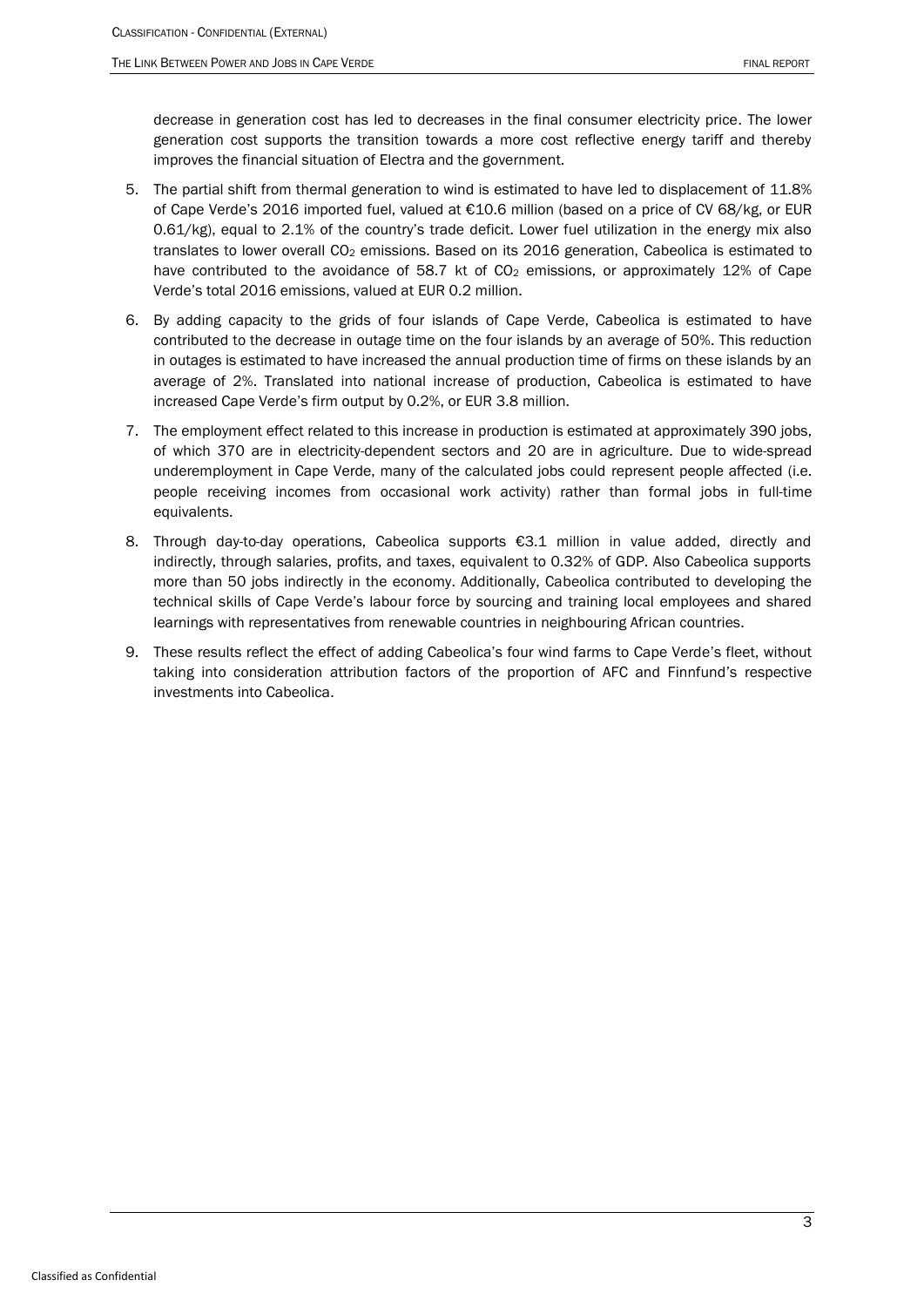decrease in generation cost has led to decreases in the final consumer electricity price. The lower generation cost supports the transition towards a more cost reflective energy tariff and thereby improves the financial situation of Electra and the government.

5. The partial shift from thermal generation to wind is estimated to have led to displacement of 11.8% of Cape Verde's 2016 imported fuel, valued at €10.6 million (based on a price of CV 68/kg, or EUR 0.61/kg), equal to 2.1% of the country's trade deficit. Lower fuel utilization in the energy mix also translates to lower overall $CO_2$ emissions. Based on its 2016 generation, Cabeolica is estimated to have contributed to the avoidance of 58.7 kt of $CO_2$ emissions, or approximately 12% of Cape Verde's total 2016 emissions, valued at EUR 0.2 million.
6. By adding capacity to the grids of four islands of Cape Verde, Cabeolica is estimated to have contributed to the decrease in outage time on the four islands by an average of 50%. This reduction in outages is estimated to have increased the annual production time of firms on these islands by an average of 2%. Translated into national increase of production, Cabeolica is estimated to have increased Cape Verde's firm output by 0.2%, or EUR 3.8 million.
7. The employment effect related to this increase in production is estimated at approximately 390 jobs, of which 370 are in electricity-dependent sectors and 20 are in agriculture. Due to wide-spread underemployment in Cape Verde, many of the calculated jobs could represent people affected (i.e. people receiving incomes from occasional work activity) rather than formal jobs in full-time equivalents.
8. Through day-to-day operations, Cabeolica supports €3.1 million in value added, directly and indirectly, through salaries, profits, and taxes, equivalent to 0.32% of GDP. Also Cabeolica supports more than 50 jobs indirectly in the economy. Additionally, Cabeolica contributed to developing the technical skills of Cape Verde's labour force by sourcing and training local employees and shared learnings with representatives from renewable countries in neighbouring African countries.
9. These results reflect the effect of adding Cabeolica's four wind farms to Cape Verde's fleet, without taking into consideration attribution factors of the proportion of AFC and Finnfund's respective investments into Cabeolica.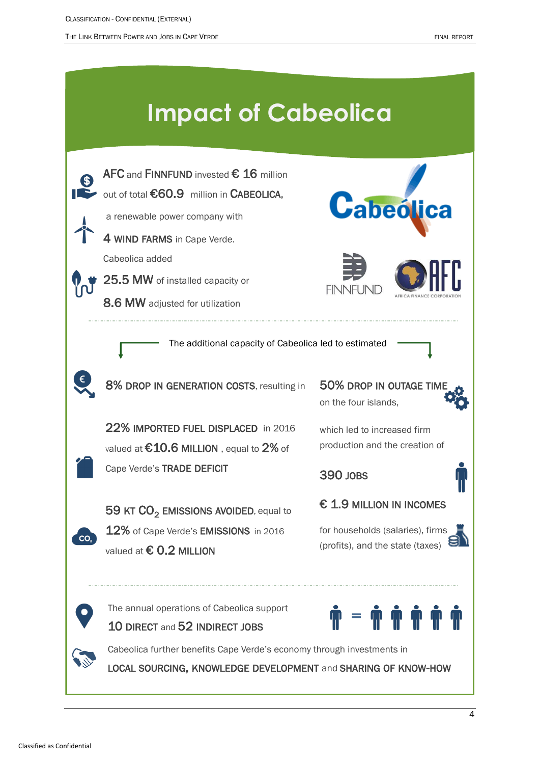# Impact of Cabeolica

AFC and FINNFUND invested € 16 million out of total €60.9 million in CABEOLICA, a renewable power company with 4 WIND FARMS in Cape Verde.

Cabeolica added 25.5 MW of installed capacity or 8.6 MW adjusted for utilization

The additional capacity of Cabeolica led to estimated

8% DROP IN GENERATION COSTS, resulting in

22% IMPORTED FUEL DISPLACED in 2016 valued at €10.6 MILLION, equal to 2% of Cape Verde's TRADE DEFICIT

59 KT $CO_2$ EMISSIONS AVOIDED, equal to 12% of Cape Verde's EMISSIONS in 2016 valued at € 0.2 MILLION

50% DROP IN OUTAGE TIME on the four islands, which led to increased firm production and the creation of

390 JOBS

€ 1.9 MILLION IN INCOMES for households (salaries), firms (profits), and the state (taxes)

The annual operations of Cabeolica support 10 DIRECT and 52 INDIRECT JOBS

Cabeolica further benefits Cape Verde's economy through investments in LOCAL SOURCING, KNOWLEDGE DEVELOPMENT and SHARING OF KNOW-HOW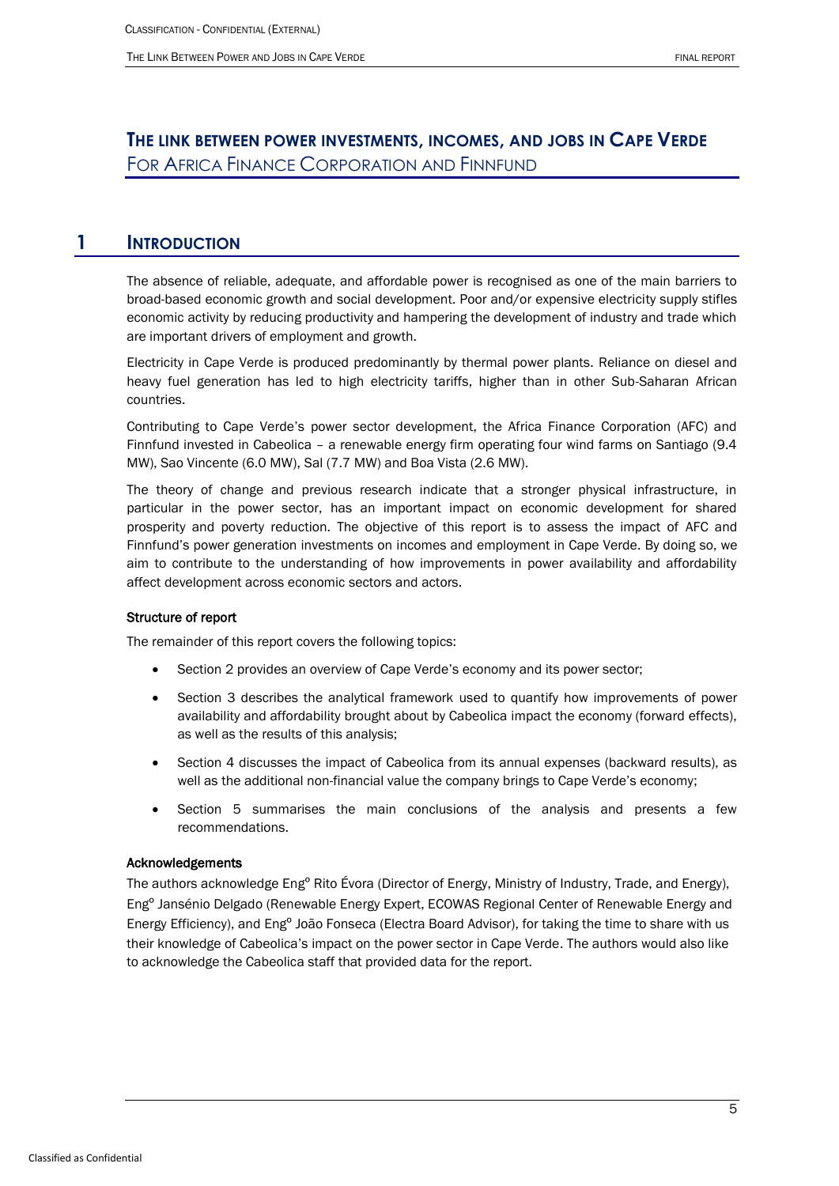# The link between power investments, incomes, and jobs in Cape Verde

For Africa Finance Corporation and Finnfund

## 1 Introduction

The absence of reliable, adequate, and affordable power is recognised as one of the main barriers to broad-based economic growth and social development. Poor and/or expensive electricity supply stifles economic activity by reducing productivity and hampering the development of industry and trade which are important drivers of employment and growth.

Electricity in Cape Verde is produced predominantly by thermal power plants. Reliance on diesel and heavy fuel generation has led to high electricity tariffs, higher than in other Sub-Saharan African countries.

Contributing to Cape Verde's power sector development, the Africa Finance Corporation (AFC) and Finnfund invested in Cabeolica – a renewable energy firm operating four wind farms on Santiago (9.4 MW), Sao Vincente (6.0 MW), Sal (7.7 MW) and Boa Vista (2.6 MW).

The theory of change and previous research indicate that a stronger physical infrastructure, in particular in the power sector, has an important impact on economic development for shared prosperity and poverty reduction. The objective of this report is to assess the impact of AFC and Finnfund's power generation investments on incomes and employment in Cape Verde. By doing so, we aim to contribute to the understanding of how improvements in power availability and affordability affect development across economic sectors and actors.

### Structure of report

The remainder of this report covers the following topics:

- Section 2 provides an overview of Cape Verde's economy and its power sector;
- Section 3 describes the analytical framework used to quantify how improvements of power availability and affordability brought about by Cabeolica impact the economy (forward effects), as well as the results of this analysis;
- Section 4 discusses the impact of Cabeolica from its annual expenses (backward results), as well as the additional non-financial value the company brings to Cape Verde's economy;
- Section 5 summarises the main conclusions of the analysis and presents a few recommendations.

### Acknowledgements

The authors acknowledge Engº Rito Évora (Director of Energy, Ministry of Industry, Trade, and Energy), Engº Jansénio Delgado (Renewable Energy Expert, ECOWAS Regional Center of Renewable Energy and Energy Efficiency), and Engº João Fonseca (Electra Board Advisor), for taking the time to share with us their knowledge of Cabeolica's impact on the power sector in Cape Verde. The authors would also like to acknowledge the Cabeolica staff that provided data for the report.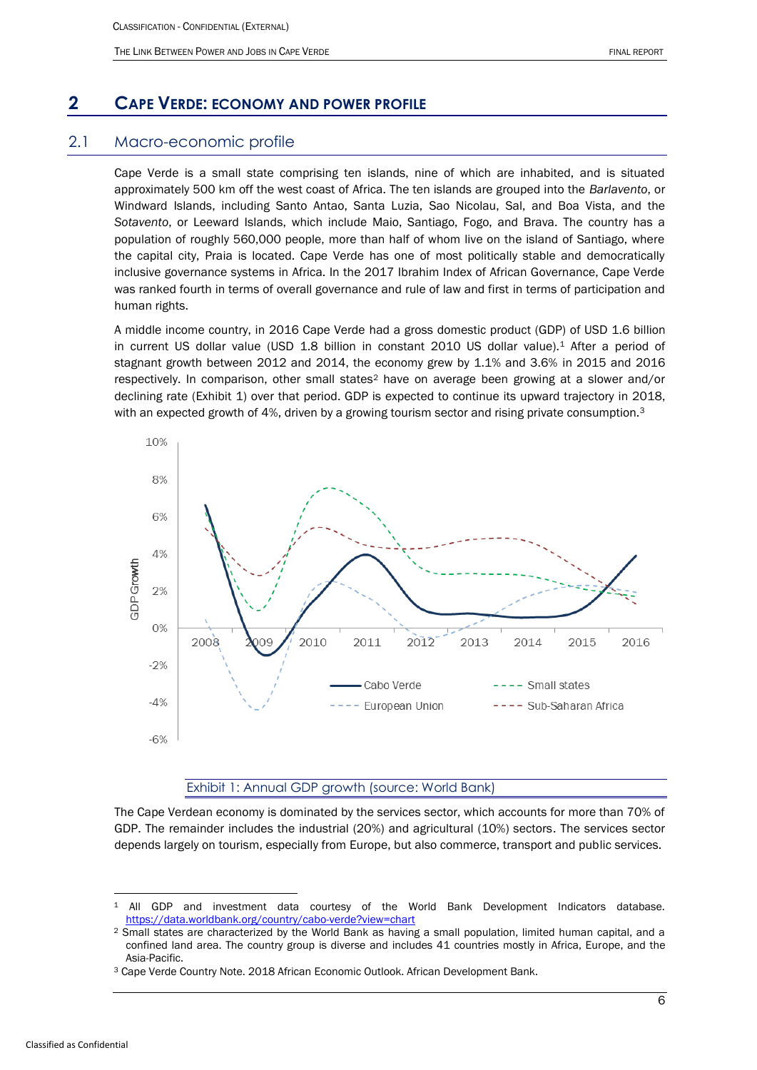## 2 CAPE VERDE: ECONOMY AND POWER PROFILE

### 2.1 Macro-economic profile

Cape Verde is a small state comprising ten islands, nine of which are inhabited, and is situated approximately 500 km off the west coast of Africa. The ten islands are grouped into the *Barlavento*, or Windward Islands, including Santo Antao, Santa Luzia, Sao Nicolau, Sal, and Boa Vista, and the *Sotavento*, or Leeward Islands, which include Maio, Santiago, Fogo, and Brava. The country has a population of roughly 560,000 people, more than half of whom live on the island of Santiago, where the capital city, Praia is located. Cape Verde has one of most politically stable and democratically inclusive governance systems in Africa. In the 2017 Ibrahim Index of African Governance, Cape Verde was ranked fourth in terms of overall governance and rule of law and first in terms of participation and human rights.

A middle income country, in 2016 Cape Verde had a gross domestic product (GDP) of USD 1.6 billion in current US dollar value (USD 1.8 billion in constant 2010 US dollar value).[1] After a period of stagnant growth between 2012 and 2014, the economy grew by 1.1% and 3.6% in 2015 and 2016 respectively. In comparison, other small states[2] have on average been growing at a slower and/or declining rate (Exhibit 1) over that period. GDP is expected to continue its upward trajectory in 2018, with an expected growth of 4%, driven by a growing tourism sector and rising private consumption.[3]

Exhibit 1: Annual GDP growth (source: World Bank)

The Cape Verdean economy is dominated by the services sector, which accounts for more than 70% of GDP. The remainder includes the industrial (20%) and agricultural (10%) sectors. The services sector depends largely on tourism, especially from Europe, but also commerce, transport and public services.

---

[1] All GDP and investment data courtesy of the World Bank Development Indicators database. https://data.worldbank.org/country/cabo-verde?view=chart

[2] Small states are characterized by the World Bank as having a small population, limited human capital, and a confined land area. The country group is diverse and includes 41 countries mostly in Africa, Europe, and the Asia-Pacific.

[3] Cape Verde Country Note. 2018 African Economic Outlook. African Development Bank.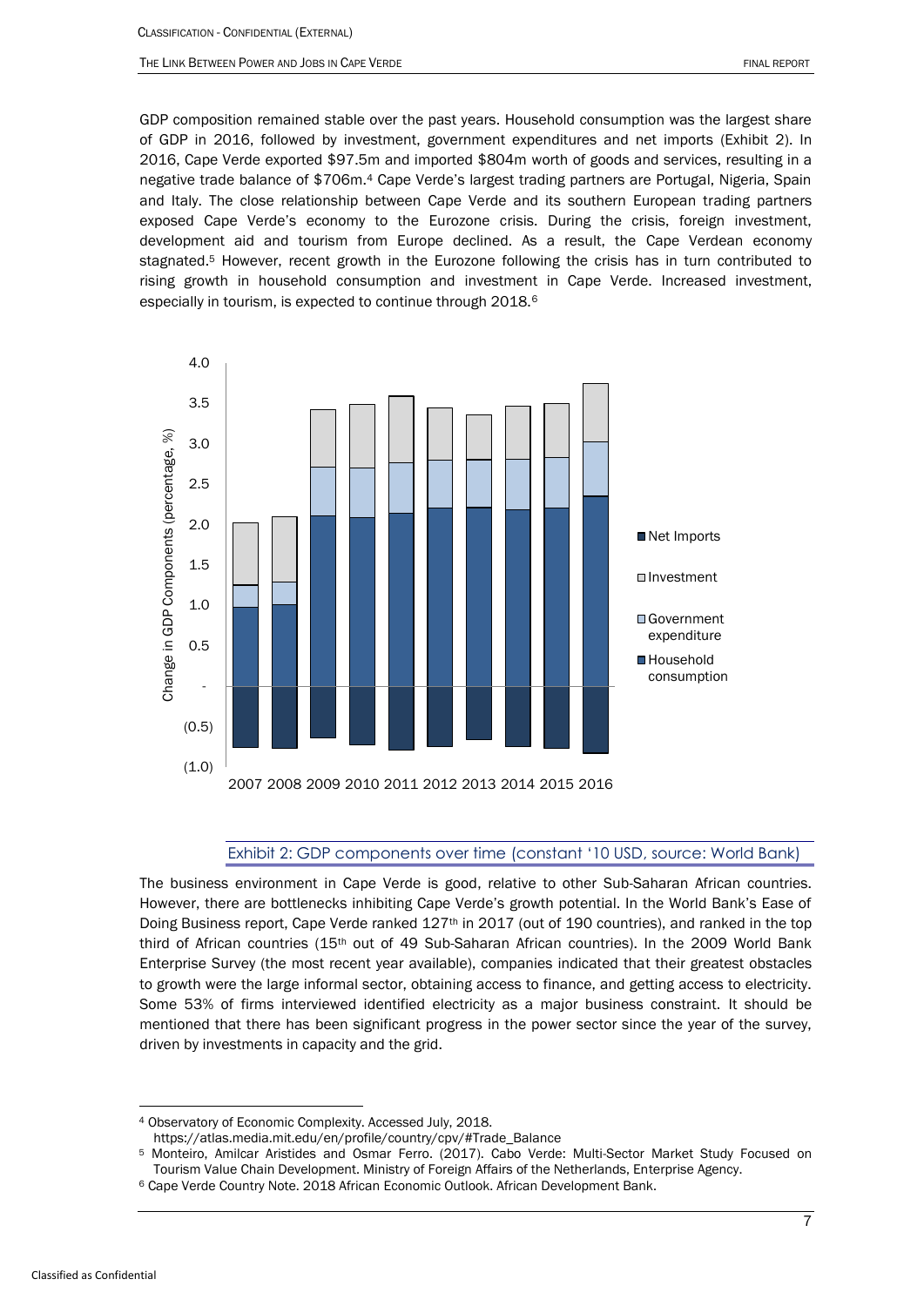GDP composition remained stable over the past years. Household consumption was the largest share of GDP in 2016, followed by investment, government expenditures and net imports (Exhibit 2). In 2016, Cape Verde exported $97.5m and imported $804m worth of goods and services, resulting in a negative trade balance of $706m.[4] Cape Verde's largest trading partners are Portugal, Nigeria, Spain and Italy. The close relationship between Cape Verde and its southern European trading partners exposed Cape Verde's economy to the Eurozone crisis. During the crisis, foreign investment, development aid and tourism from Europe declined. As a result, the Cape Verdean economy stagnated.[5] However, recent growth in the Eurozone following the crisis has in turn contributed to rising growth in household consumption and investment in Cape Verde. Increased investment, especially in tourism, is expected to continue through 2018.[6]

Exhibit 2: GDP components over time (constant '10 USD, source: World Bank)

The business environment in Cape Verde is good, relative to other Sub-Saharan African countries. However, there are bottlenecks inhibiting Cape Verde's growth potential. In the World Bank's Ease of Doing Business report, Cape Verde ranked 127th in 2017 (out of 190 countries), and ranked in the top third of African countries (15th out of 49 Sub-Saharan African countries). In the 2009 World Bank Enterprise Survey (the most recent year available), companies indicated that their greatest obstacles to growth were the large informal sector, obtaining access to finance, and getting access to electricity. Some 53% of firms interviewed identified electricity as a major business constraint. It should be mentioned that there has been significant progress in the power sector since the year of the survey, driven by investments in capacity and the grid.

---

[4] Observatory of Economic Complexity. Accessed July, 2018. https://atlas.media.mit.edu/en/profile/country/cpv/#Trade_Balance

[5] Monteiro, Amilcar Aristides and Osmar Ferro. (2017). Cabo Verde: Multi-Sector Market Study Focused on Tourism Value Chain Development. Ministry of Foreign Affairs of the Netherlands, Enterprise Agency.

[6] Cape Verde Country Note. 2018 African Economic Outlook. African Development Bank.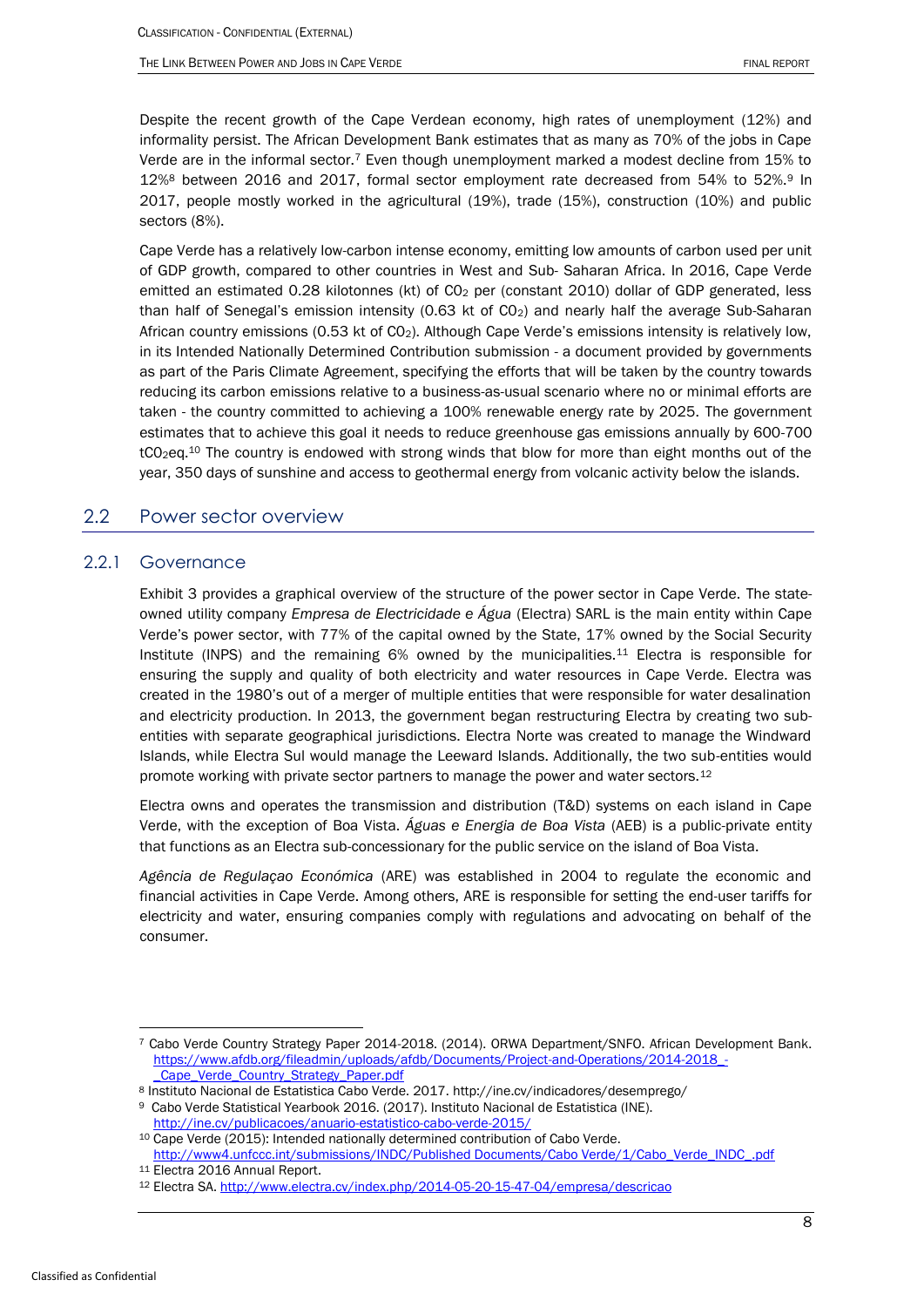Despite the recent growth of the Cape Verdean economy, high rates of unemployment (12%) and informality persist. The African Development Bank estimates that as many as 70% of the jobs in Cape Verde are in the informal sector.[7] Even though unemployment marked a modest decline from 15% to 12%[8] between 2016 and 2017, formal sector employment rate decreased from 54% to 52%.[9] In 2017, people mostly worked in the agricultural (19%), trade (15%), construction (10%) and public sectors (8%).

Cape Verde has a relatively low-carbon intense economy, emitting low amounts of carbon used per unit of GDP growth, compared to other countries in West and Sub- Saharan Africa. In 2016, Cape Verde emitted an estimated 0.28 kilotonnes (kt) of $CO_2$ per (constant 2010) dollar of GDP generated, less than half of Senegal's emission intensity (0.63 kt of $CO_2$) and nearly half the average Sub-Saharan African country emissions (0.53 kt of $CO_2$). Although Cape Verde's emissions intensity is relatively low, in its Intended Nationally Determined Contribution submission - a document provided by governments as part of the Paris Climate Agreement, specifying the efforts that will be taken by the country towards reducing its carbon emissions relative to a business-as-usual scenario where no or minimal efforts are taken - the country committed to achieving a 100% renewable energy rate by 2025. The government estimates that to achieve this goal it needs to reduce greenhouse gas emissions annually by 600-700 $tCO_2eq$.[10] The country is endowed with strong winds that blow for more than eight months out of the year, 350 days of sunshine and access to geothermal energy from volcanic activity below the islands.

## 2.2 Power sector overview

### 2.2.1 Governance

Exhibit 3 provides a graphical overview of the structure of the power sector in Cape Verde. The state-owned utility company *Empresa de Electricidade e Água* (Electra) SARL is the main entity within Cape Verde's power sector, with 77% of the capital owned by the State, 17% owned by the Social Security Institute (INPS) and the remaining 6% owned by the municipalities.[11] Electra is responsible for ensuring the supply and quality of both electricity and water resources in Cape Verde. Electra was created in the 1980's out of a merger of multiple entities that were responsible for water desalination and electricity production. In 2013, the government began restructuring Electra by creating two sub-entities with separate geographical jurisdictions. Electra Norte was created to manage the Windward Islands, while Electra Sul would manage the Leeward Islands. Additionally, the two sub-entities would promote working with private sector partners to manage the power and water sectors.[12]

Electra owns and operates the transmission and distribution (T&D) systems on each island in Cape Verde, with the exception of Boa Vista. *Águas e Energia de Boa Vista* (AEB) is a public-private entity that functions as an Electra sub-concessionary for the public service on the island of Boa Vista.

*Agência de Regulaçao Económica* (ARE) was established in 2004 to regulate the economic and financial activities in Cape Verde. Among others, ARE is responsible for setting the end-user tariffs for electricity and water, ensuring companies comply with regulations and advocating on behalf of the consumer.

---

[7] Cabo Verde Country Strategy Paper 2014-2018. (2014). ORWA Department/SNFO. African Development Bank. https://www.afdb.org/fileadmin/uploads/afdb/Documents/Project-and-Operations/2014-2018_-_Cape_Verde_Country_Strategy_Paper.pdf

[8] Instituto Nacional de Estatistica Cabo Verde. 2017. http://ine.cv/indicadores/desemprego/

[9] Cabo Verde Statistical Yearbook 2016. (2017). Instituto Nacional de Estatistica (INE). http://ine.cv/publicacoes/anuario-estatistico-cabo-verde-2015/

[10] Cape Verde (2015): Intended nationally determined contribution of Cabo Verde. http://www4.unfccc.int/submissions/INDC/Published Documents/Cabo Verde/1/Cabo_Verde_INDC_.pdf

[11] Electra 2016 Annual Report.

[12] Electra SA. http://www.electra.cv/index.php/2014-05-20-15-47-04/empresa/descricao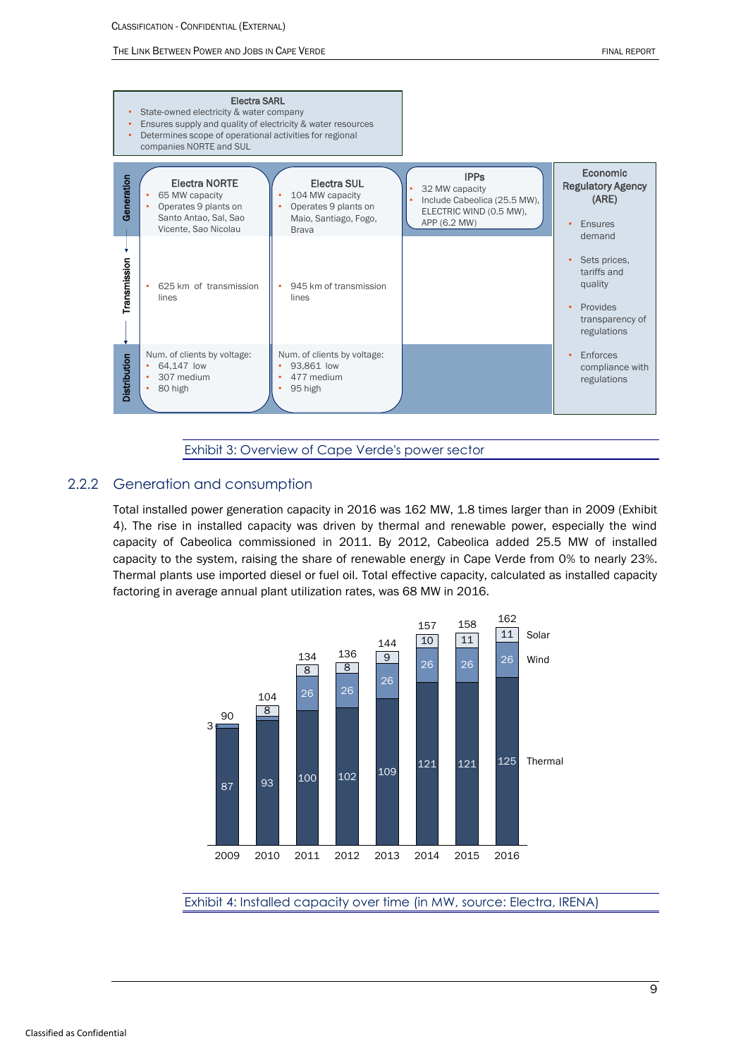**Electra SARL**

- State-owned electricity & water company
- Ensures supply and quality of electricity & water resources
- Determines scope of operational activities for regional companies NORTE and SUL

| | Electra NORTE | Electra SUL | IPPs | Economic Regulatory Agency (ARE) |
|---|---|---|---|---|
| Generation | • 65 MW capacity<br>• Operates 9 plants on Santo Antao, Sal, Sao Vicente, Sao Nicolau | • 104 MW capacity<br>• Operates 9 plants on Maio, Santiago, Fogo, Brava | • 32 MW capacity<br>• Include Cabeolica (25.5 MW), ELECTRIC WIND (0.5 MW), APP (6.2 MW) | • Ensures demand<br>• Sets prices, tariffs and quality<br>• Provides transparency of regulations<br>• Enforces compliance with regulations |
| Transmission | • 625 km of transmission lines | • 945 km of transmission lines | | |
| Distribution | Num. of clients by voltage:<br>• 64,147 low<br>• 307 medium<br>• 80 high | Num. of clients by voltage:<br>• 93,861 low<br>• 477 medium<br>• 95 high | | |

Exhibit 3: Overview of Cape Verde's power sector

### 2.2.2 Generation and consumption

Total installed power generation capacity in 2016 was 162 MW, 1.8 times larger than in 2009 (Exhibit 4). The rise in installed capacity was driven by thermal and renewable power, especially the wind capacity of Cabeolica commissioned in 2011. By 2012, Cabeolica added 25.5 MW of installed capacity to the system, raising the share of renewable energy in Cape Verde from 0% to nearly 23%. Thermal plants use imported diesel or fuel oil. Total effective capacity, calculated as installed capacity factoring in average annual plant utilization rates, was 68 MW in 2016.

| | 2009 | 2010 | 2011 | 2012 | 2013 | 2014 | 2015 | 2016 |
|---|---|---|---|---|---|---|---|---|
| Thermal | 87 | 93 | 100 | 102 | 109 | 121 | 121 | 125 |
| Wind | | | 26 | 26 | 26 | 26 | 26 | 26 |
| Solar | 3 | 8 | 8 | 8 | 9 | 10 | 11 | 11 |
| Total | 90 | 104 | 134 | 136 | 144 | 157 | 158 | 162 |

Exhibit 4: Installed capacity over time (in MW, source: Electra, IRENA)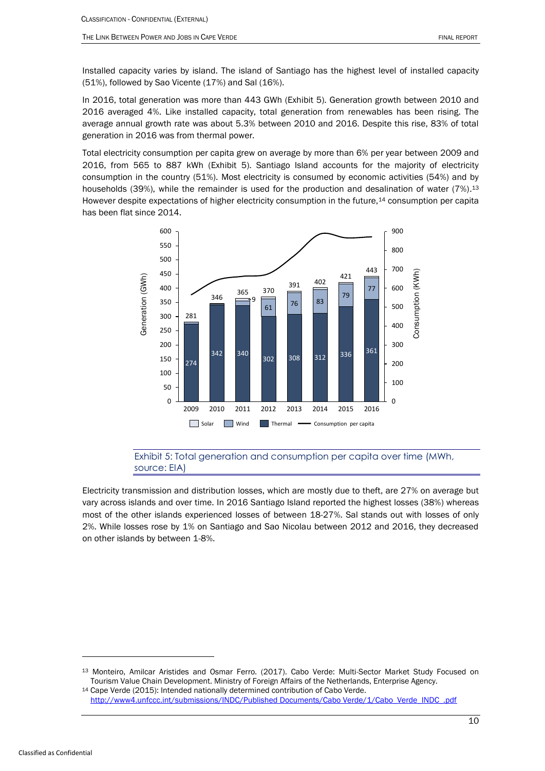Installed capacity varies by island. The island of Santiago has the highest level of installed capacity (51%), followed by Sao Vicente (17%) and Sal (16%).

In 2016, total generation was more than 443 GWh (Exhibit 5). Generation growth between 2010 and 2016 averaged 4%. Like installed capacity, total generation from renewables has been rising. The average annual growth rate was about 5.3% between 2010 and 2016. Despite this rise, 83% of total generation in 2016 was from thermal power.

Total electricity consumption per capita grew on average by more than 6% per year between 2009 and 2016, from 565 to 887 kWh (Exhibit 5). Santiago Island accounts for the majority of electricity consumption in the country (51%). Most electricity is consumed by economic activities (54%) and by households (39%), while the remainder is used for the production and desalination of water (7%).[13] However despite expectations of higher electricity consumption in the future,[14] consumption per capita has been flat since 2014.

| Year | Total generation (GWh) | Thermal (GWh) | Wind (GWh) |
|---|---|---|---|
| 2009 | 281 | 274 | |
| 2010 | 346 | 342 | |
| 2011 | 365 | 340 | 9 |
| 2012 | 370 | 302 | 61 |
| 2013 | 391 | 308 | 76 |
| 2014 | 402 | 312 | 83 |
| 2015 | 421 | 336 | 79 |
| 2016 | 443 | 361 | 77 |

Exhibit 5: Total generation and consumption per capita over time (MWh, source: EIA)

Electricity transmission and distribution losses, which are mostly due to theft, are 27% on average but vary across islands and over time. In 2016 Santiago Island reported the highest losses (38%) whereas most of the other islands experienced losses of between 18-27%. Sal stands out with losses of only 2%. While losses rose by 1% on Santiago and Sao Nicolau between 2012 and 2016, they decreased on other islands by between 1-8%.

[13] Monteiro, Amilcar Aristides and Osmar Ferro. (2017). Cabo Verde: Multi-Sector Market Study Focused on Tourism Value Chain Development. Ministry of Foreign Affairs of the Netherlands, Enterprise Agency.

[14] Cape Verde (2015): Intended nationally determined contribution of Cabo Verde. http://www4.unfccc.int/submissions/INDC/Published Documents/Cabo Verde/1/Cabo_Verde_INDC_.pdf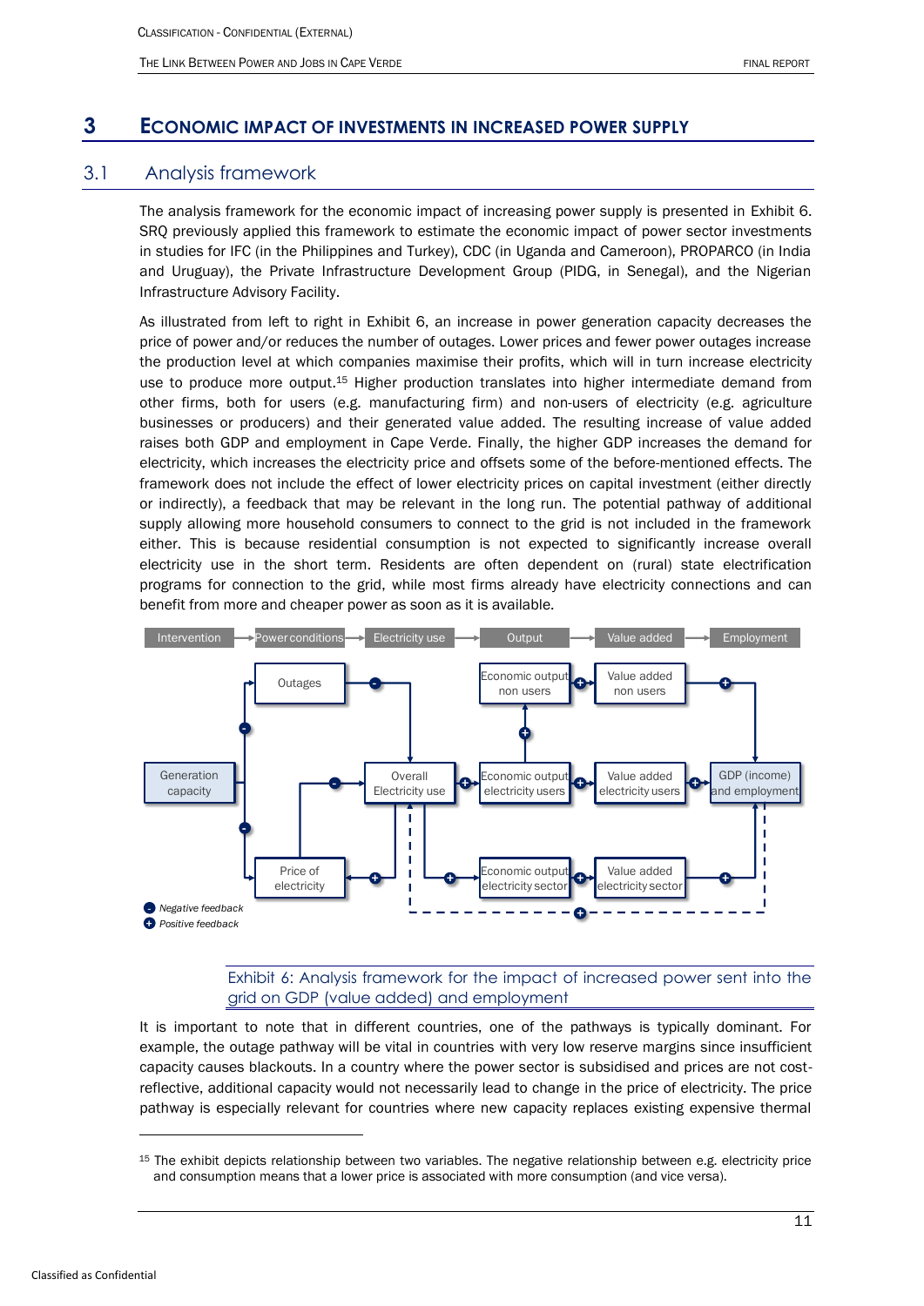# 3 ECONOMIC IMPACT OF INVESTMENTS IN INCREASED POWER SUPPLY

## 3.1 Analysis framework

The analysis framework for the economic impact of increasing power supply is presented in Exhibit 6. SRQ previously applied this framework to estimate the economic impact of power sector investments in studies for IFC (in the Philippines and Turkey), CDC (in Uganda and Cameroon), PROPARCO (in India and Uruguay), the Private Infrastructure Development Group (PIDG, in Senegal), and the Nigerian Infrastructure Advisory Facility.

As illustrated from left to right in Exhibit 6, an increase in power generation capacity decreases the price of power and/or reduces the number of outages. Lower prices and fewer power outages increase the production level at which companies maximise their profits, which will in turn increase electricity use to produce more output.[15] Higher production translates into higher intermediate demand from other firms, both for users (e.g. manufacturing firm) and non-users of electricity (e.g. agriculture businesses or producers) and their generated value added. The resulting increase of value added raises both GDP and employment in Cape Verde. Finally, the higher GDP increases the demand for electricity, which increases the electricity price and offsets some of the before-mentioned effects. The framework does not include the effect of lower electricity prices on capital investment (either directly or indirectly), a feedback that may be relevant in the long run. The potential pathway of additional supply allowing more household consumers to connect to the grid is not included in the framework either. This is because residential consumption is not expected to significantly increase overall electricity use in the short term. Residents are often dependent on (rural) state electrification programs for connection to the grid, while most firms already have electricity connections and can benefit from more and cheaper power as soon as it is available.

Intervention → Power conditions → Electricity use → Output → Value added → Employment

Generation capacity; Outages; Price of electricity; Overall Electricity use; Economic output non users; Economic output electricity users; Economic output electricity sector; Value added non users; Value added electricity users; Value added electricity sector; GDP (income) and employment

*Negative feedback*
*Positive feedback*

Exhibit 6: Analysis framework for the impact of increased power sent into the grid on GDP (value added) and employment

It is important to note that in different countries, one of the pathways is typically dominant. For example, the outage pathway will be vital in countries with very low reserve margins since insufficient capacity causes blackouts. In a country where the power sector is subsidised and prices are not cost-reflective, additional capacity would not necessarily lead to change in the price of electricity. The price pathway is especially relevant for countries where new capacity replaces existing expensive thermal

[15] The exhibit depicts relationship between two variables. The negative relationship between e.g. electricity price and consumption means that a lower price is associated with more consumption (and vice versa).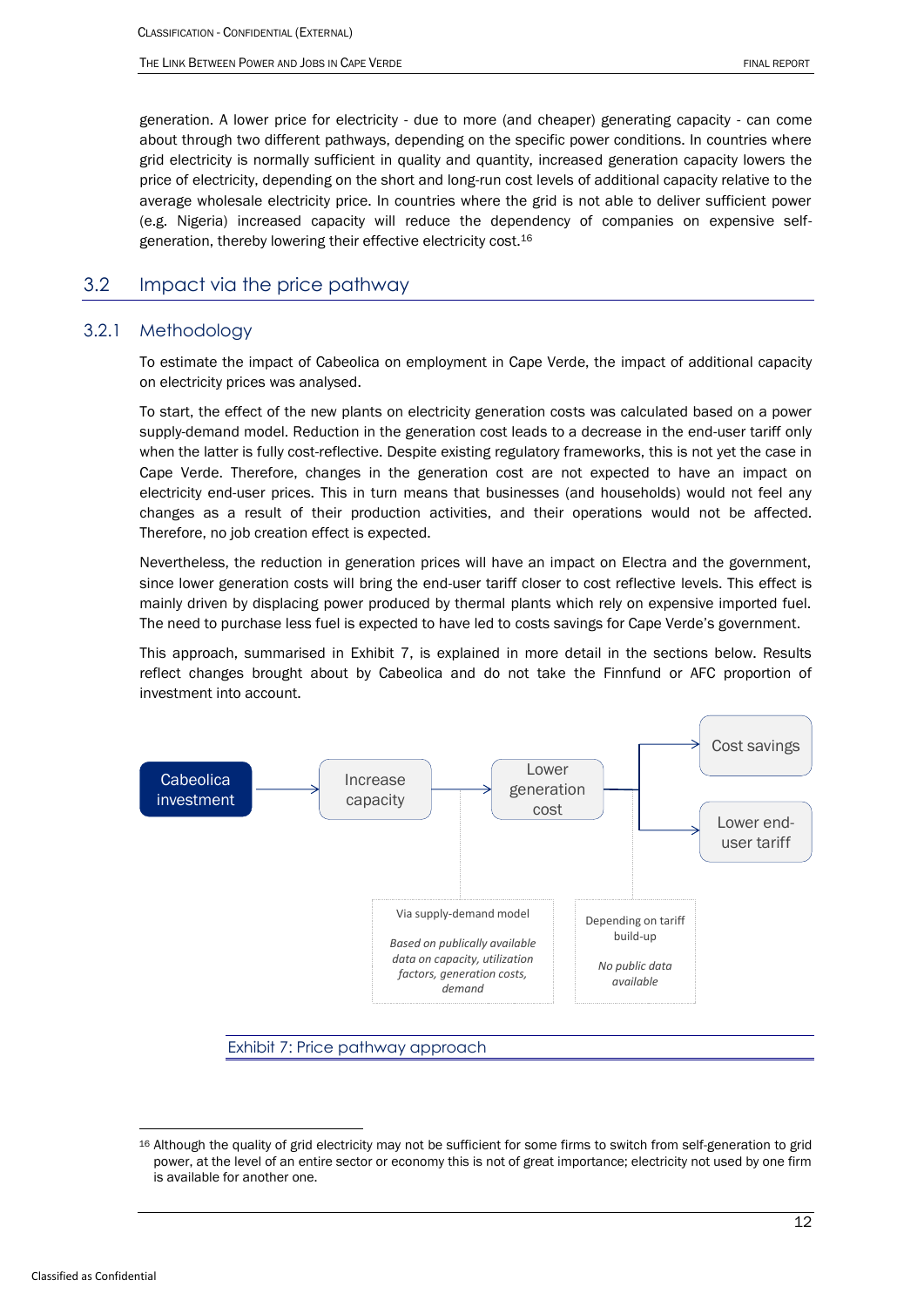generation. A lower price for electricity - due to more (and cheaper) generating capacity - can come about through two different pathways, depending on the specific power conditions. In countries where grid electricity is normally sufficient in quality and quantity, increased generation capacity lowers the price of electricity, depending on the short and long-run cost levels of additional capacity relative to the average wholesale electricity price. In countries where the grid is not able to deliver sufficient power (e.g. Nigeria) increased capacity will reduce the dependency of companies on expensive self-generation, thereby lowering their effective electricity cost.[16]

## 3.2 Impact via the price pathway

### 3.2.1 Methodology

To estimate the impact of Cabeolica on employment in Cape Verde, the impact of additional capacity on electricity prices was analysed.

To start, the effect of the new plants on electricity generation costs was calculated based on a power supply-demand model. Reduction in the generation cost leads to a decrease in the end-user tariff only when the latter is fully cost-reflective. Despite existing regulatory frameworks, this is not yet the case in Cape Verde. Therefore, changes in the generation cost are not expected to have an impact on electricity end-user prices. This in turn means that businesses (and households) would not feel any changes as a result of their production activities, and their operations would not be affected. Therefore, no job creation effect is expected.

Nevertheless, the reduction in generation prices will have an impact on Electra and the government, since lower generation costs will bring the end-user tariff closer to cost reflective levels. This effect is mainly driven by displacing power produced by thermal plants which rely on expensive imported fuel. The need to purchase less fuel is expected to have led to costs savings for Cape Verde's government.

This approach, summarised in Exhibit 7, is explained in more detail in the sections below. Results reflect changes brought about by Cabeolica and do not take the Finnfund or AFC proportion of investment into account.

Cabeolica investment → Increase capacity → Lower generation cost → Cost savings / Lower end-user tariff

Via supply-demand model: *Based on publically available data on capacity, utilization factors, generation costs, demand*

Depending on tariff build-up: *No public data available*

Exhibit 7: Price pathway approach

[16] Although the quality of grid electricity may not be sufficient for some firms to switch from self-generation to grid power, at the level of an entire sector or economy this is not of great importance; electricity not used by one firm is available for another one.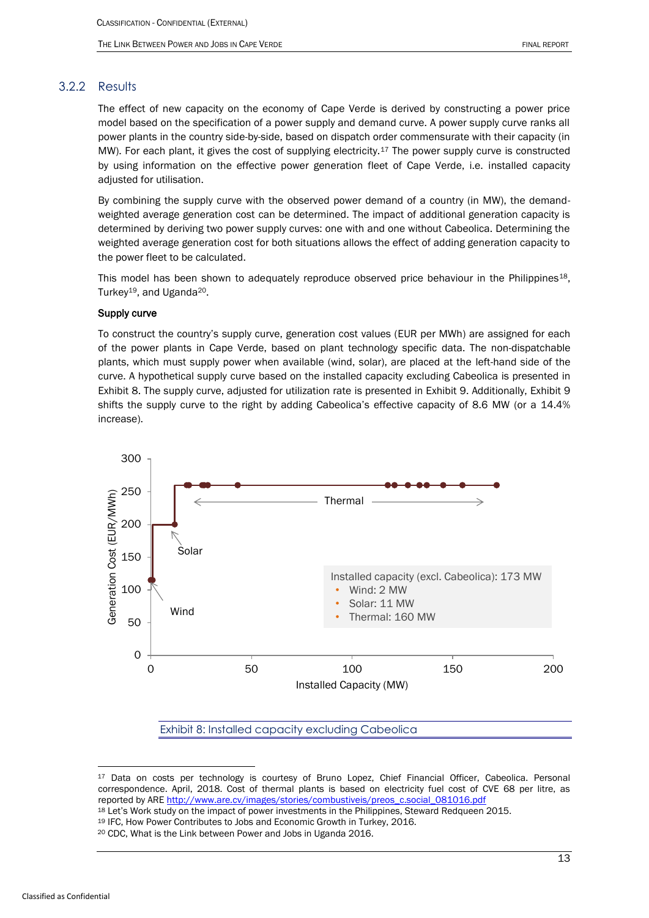### 3.2.2 Results

The effect of new capacity on the economy of Cape Verde is derived by constructing a power price model based on the specification of a power supply and demand curve. A power supply curve ranks all power plants in the country side-by-side, based on dispatch order commensurate with their capacity (in MW). For each plant, it gives the cost of supplying electricity.[17] The power supply curve is constructed by using information on the effective power generation fleet of Cape Verde, i.e. installed capacity adjusted for utilisation.

By combining the supply curve with the observed power demand of a country (in MW), the demand-weighted average generation cost can be determined. The impact of additional generation capacity is determined by deriving two power supply curves: one with and one without Cabeolica. Determining the weighted average generation cost for both situations allows the effect of adding generation capacity to the power fleet to be calculated.

This model has been shown to adequately reproduce observed price behaviour in the Philippines[18], Turkey[19], and Uganda[20].

**Supply curve**

To construct the country's supply curve, generation cost values (EUR per MWh) are assigned for each of the power plants in Cape Verde, based on plant technology specific data. The non-dispatchable plants, which must supply power when available (wind, solar), are placed at the left-hand side of the curve. A hypothetical supply curve based on the installed capacity excluding Cabeolica is presented in Exhibit 8. The supply curve, adjusted for utilization rate is presented in Exhibit 9. Additionally, Exhibit 9 shifts the supply curve to the right by adding Cabeolica's effective capacity of 8.6 MW (or a 14.4% increase).

Installed capacity (excl. Cabeolica): 173 MW
- Wind: 2 MW
- Solar: 11 MW
- Thermal: 160 MW

Exhibit 8: Installed capacity excluding Cabeolica

---

[17] Data on costs per technology is courtesy of Bruno Lopez, Chief Financial Officer, Cabeolica. Personal correspondence. April, 2018. Cost of thermal plants is based on electricity fuel cost of CVE 68 per litre, as reported by ARE http://www.are.cv/images/stories/combustiveis/preos_c.social_081016.pdf

[18] Let's Work study on the impact of power investments in the Philippines, Steward Redqueen 2015.

[19] IFC, How Power Contributes to Jobs and Economic Growth in Turkey, 2016.

[20] CDC, What is the Link between Power and Jobs in Uganda 2016.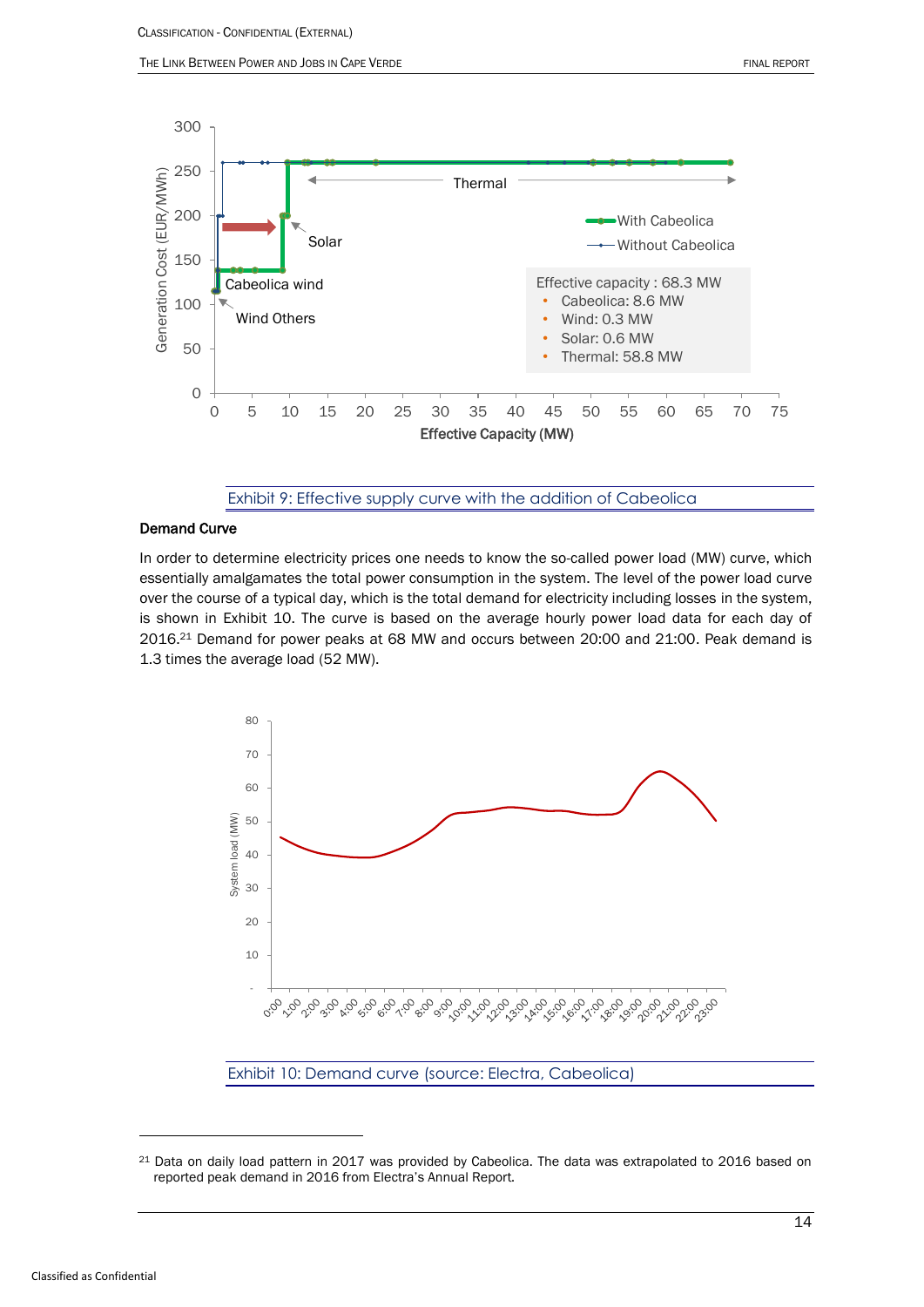Exhibit 9: Effective supply curve with the addition of Cabeolica

**Demand Curve**

In order to determine electricity prices one needs to know the so-called power load (MW) curve, which essentially amalgamates the total power consumption in the system. The level of the power load curve over the course of a typical day, which is the total demand for electricity including losses in the system, is shown in Exhibit 10. The curve is based on the average hourly power load data for each day of 2016.[21] Demand for power peaks at 68 MW and occurs between 20:00 and 21:00. Peak demand is 1.3 times the average load (52 MW).

Exhibit 10: Demand curve (source: Electra, Cabeolica)

---

[21] Data on daily load pattern in 2017 was provided by Cabeolica. The data was extrapolated to 2016 based on reported peak demand in 2016 from Electra's Annual Report.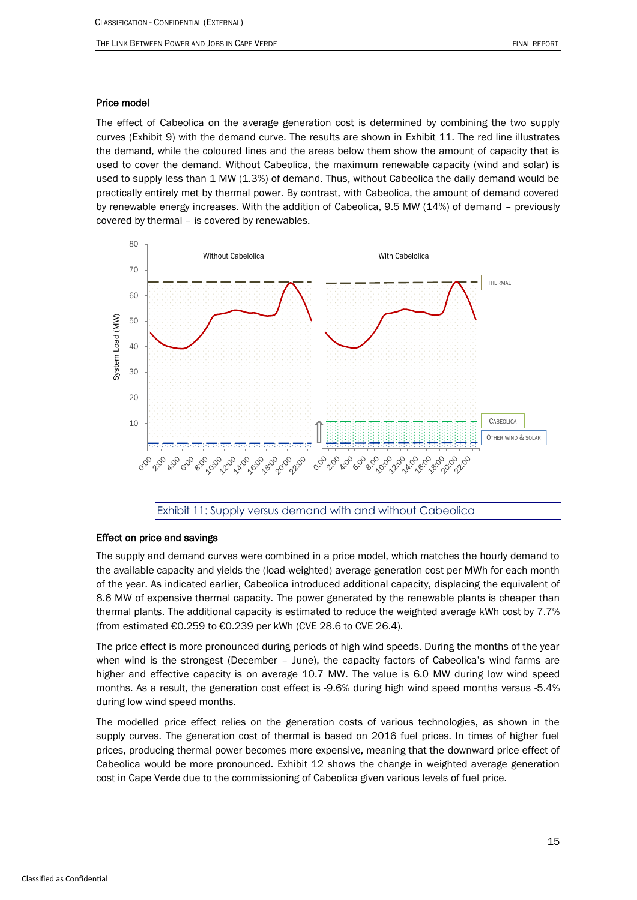### Price model

The effect of Cabeolica on the average generation cost is determined by combining the two supply curves (Exhibit 9) with the demand curve. The results are shown in Exhibit 11. The red line illustrates the demand, while the coloured lines and the areas below them show the amount of capacity that is used to cover the demand. Without Cabeolica, the maximum renewable capacity (wind and solar) is used to supply less than 1 MW (1.3%) of demand. Thus, without Cabeolica the daily demand would be practically entirely met by thermal power. By contrast, with Cabeolica, the amount of demand covered by renewable energy increases. With the addition of Cabeolica, 9.5 MW (14%) of demand – previously covered by thermal – is covered by renewables.

Exhibit 11: Supply versus demand with and without Cabeolica

### Effect on price and savings

The supply and demand curves were combined in a price model, which matches the hourly demand to the available capacity and yields the (load-weighted) average generation cost per MWh for each month of the year. As indicated earlier, Cabeolica introduced additional capacity, displacing the equivalent of 8.6 MW of expensive thermal capacity. The power generated by the renewable plants is cheaper than thermal plants. The additional capacity is estimated to reduce the weighted average kWh cost by 7.7% (from estimated €0.259 to €0.239 per kWh (CVE 28.6 to CVE 26.4).

The price effect is more pronounced during periods of high wind speeds. During the months of the year when wind is the strongest (December – June), the capacity factors of Cabeolica's wind farms are higher and effective capacity is on average 10.7 MW. The value is 6.0 MW during low wind speed months. As a result, the generation cost effect is -9.6% during high wind speed months versus -5.4% during low wind speed months.

The modelled price effect relies on the generation costs of various technologies, as shown in the supply curves. The generation cost of thermal is based on 2016 fuel prices. In times of higher fuel prices, producing thermal power becomes more expensive, meaning that the downward price effect of Cabeolica would be more pronounced. Exhibit 12 shows the change in weighted average generation cost in Cape Verde due to the commissioning of Cabeolica given various levels of fuel price.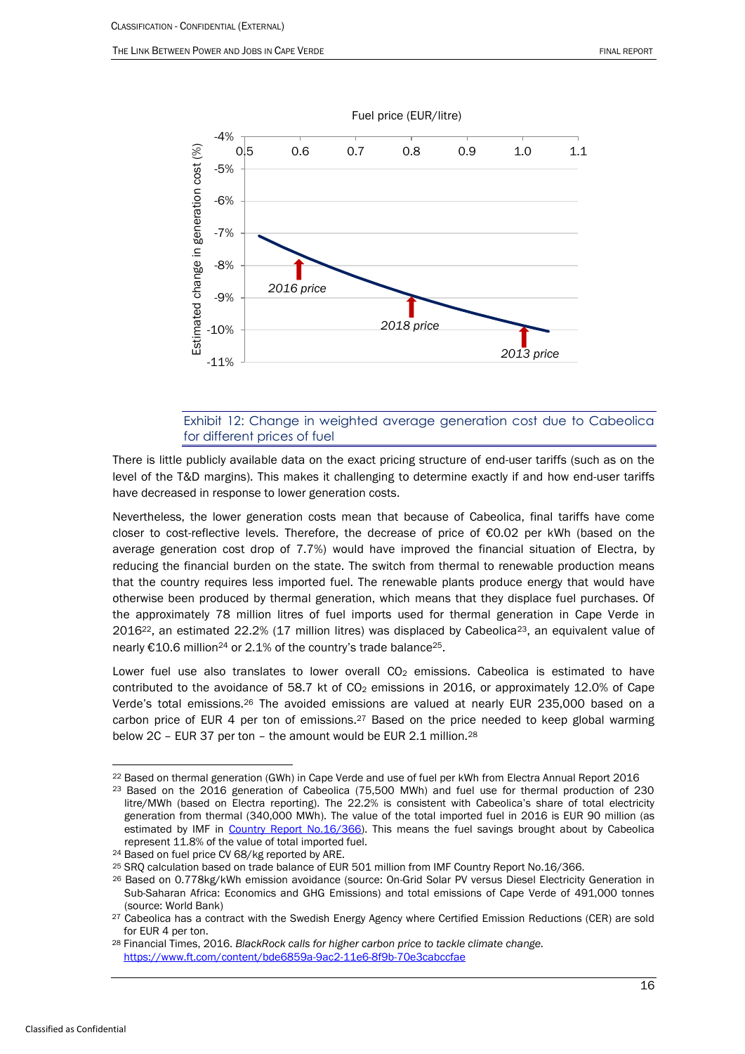Exhibit 12: Change in weighted average generation cost due to Cabeolica for different prices of fuel

There is little publicly available data on the exact pricing structure of end-user tariffs (such as on the level of the T&D margins). This makes it challenging to determine exactly if and how end-user tariffs have decreased in response to lower generation costs.

Nevertheless, the lower generation costs mean that because of Cabeolica, final tariffs have come closer to cost-reflective levels. Therefore, the decrease of price of €0.02 per kWh (based on the average generation cost drop of 7.7%) would have improved the financial situation of Electra, by reducing the financial burden on the state. The switch from thermal to renewable production means that the country requires less imported fuel. The renewable plants produce energy that would have otherwise been produced by thermal generation, which means that they displace fuel purchases. Of the approximately 78 million litres of fuel imports used for thermal generation in Cape Verde in 2016[22], an estimated 22.2% (17 million litres) was displaced by Cabeolica[23], an equivalent value of nearly €10.6 million[24] or 2.1% of the country's trade balance[25].

Lower fuel use also translates to lower overall $CO_2$ emissions. Cabeolica is estimated to have contributed to the avoidance of 58.7 kt of $CO_2$ emissions in 2016, or approximately 12.0% of Cape Verde's total emissions.[26] The avoided emissions are valued at nearly EUR 235,000 based on a carbon price of EUR 4 per ton of emissions.[27] Based on the price needed to keep global warming below 2C – EUR 37 per ton – the amount would be EUR 2.1 million.[28]

[22] Based on thermal generation (GWh) in Cape Verde and use of fuel per kWh from Electra Annual Report 2016

[23] Based on the 2016 generation of Cabeolica (75,500 MWh) and fuel use for thermal production of 230 litre/MWh (based on Electra reporting). The 22.2% is consistent with Cabeolica's share of total electricity generation from thermal (340,000 MWh). The value of the total imported fuel in 2016 is EUR 90 million (as estimated by IMF in Country Report No.16/366). This means the fuel savings brought about by Cabeolica represent 11.8% of the value of total imported fuel.

[24] Based on fuel price CV 68/kg reported by ARE.

[25] SRQ calculation based on trade balance of EUR 501 million from IMF Country Report No.16/366.

[26] Based on 0.778kg/kWh emission avoidance (source: On-Grid Solar PV versus Diesel Electricity Generation in Sub-Saharan Africa: Economics and GHG Emissions) and total emissions of Cape Verde of 491,000 tonnes (source: World Bank)

[27] Cabeolica has a contract with the Swedish Energy Agency where Certified Emission Reductions (CER) are sold for EUR 4 per ton.

[28] Financial Times, 2016. *BlackRock calls for higher carbon price to tackle climate change.* https://www.ft.com/content/bde6859a-9ac2-11e6-8f9b-70e3cabccfae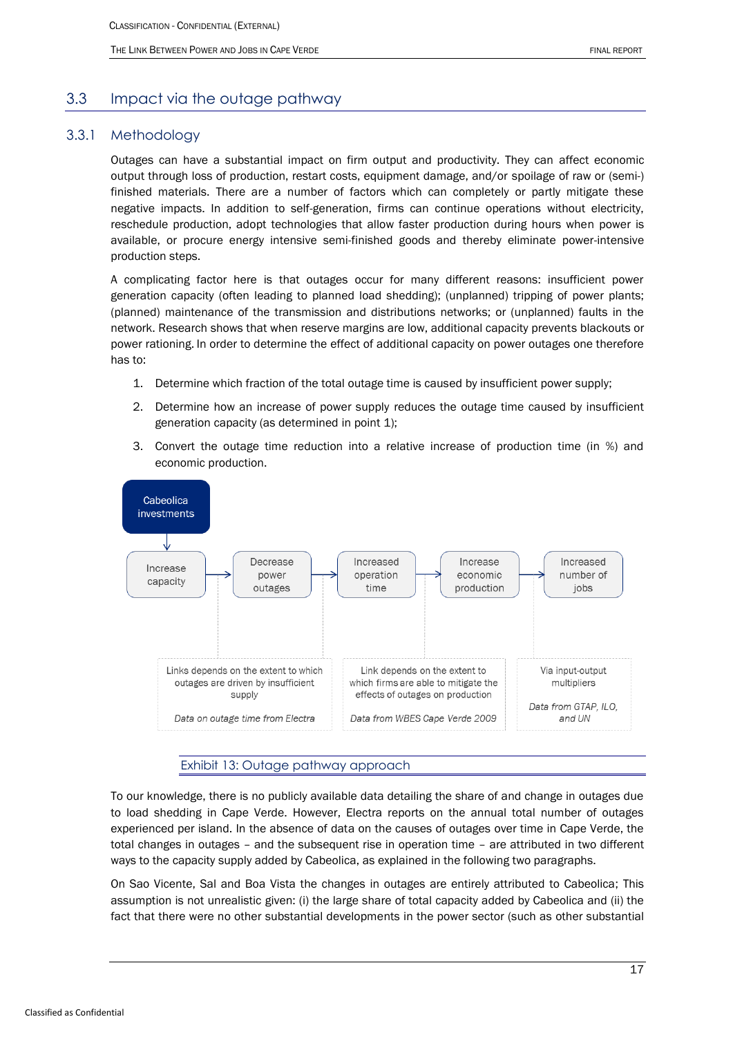## 3.3 Impact via the outage pathway

### 3.3.1 Methodology

Outages can have a substantial impact on firm output and productivity. They can affect economic output through loss of production, restart costs, equipment damage, and/or spoilage of raw or (semi-) finished materials. There are a number of factors which can completely or partly mitigate these negative impacts. In addition to self-generation, firms can continue operations without electricity, reschedule production, adopt technologies that allow faster production during hours when power is available, or procure energy intensive semi-finished goods and thereby eliminate power-intensive production steps.

A complicating factor here is that outages occur for many different reasons: insufficient power generation capacity (often leading to planned load shedding); (unplanned) tripping of power plants; (planned) maintenance of the transmission and distributions networks; or (unplanned) faults in the network. Research shows that when reserve margins are low, additional capacity prevents blackouts or power rationing. In order to determine the effect of additional capacity on power outages one therefore has to:

1. Determine which fraction of the total outage time is caused by insufficient power supply;
2. Determine how an increase of power supply reduces the outage time caused by insufficient generation capacity (as determined in point 1);
3. Convert the outage time reduction into a relative increase of production time (in %) and economic production.

Cabeolica investments

Increase capacity → Decrease power outages → Increased operation time → Increase economic production → Increased number of jobs

Links depends on the extent to which outages are driven by insufficient supply

*Data on outage time from Electra*

Link depends on the extent to which firms are able to mitigate the effects of outages on production

*Data from WBES Cape Verde 2009*

Via input-output multipliers

*Data from GTAP, ILO, and UN*

Exhibit 13: Outage pathway approach

To our knowledge, there is no publicly available data detailing the share of and change in outages due to load shedding in Cape Verde. However, Electra reports on the annual total number of outages experienced per island. In the absence of data on the causes of outages over time in Cape Verde, the total changes in outages – and the subsequent rise in operation time – are attributed in two different ways to the capacity supply added by Cabeolica, as explained in the following two paragraphs.

On Sao Vicente, Sal and Boa Vista the changes in outages are entirely attributed to Cabeolica; This assumption is not unrealistic given: (i) the large share of total capacity added by Cabeolica and (ii) the fact that there were no other substantial developments in the power sector (such as other substantial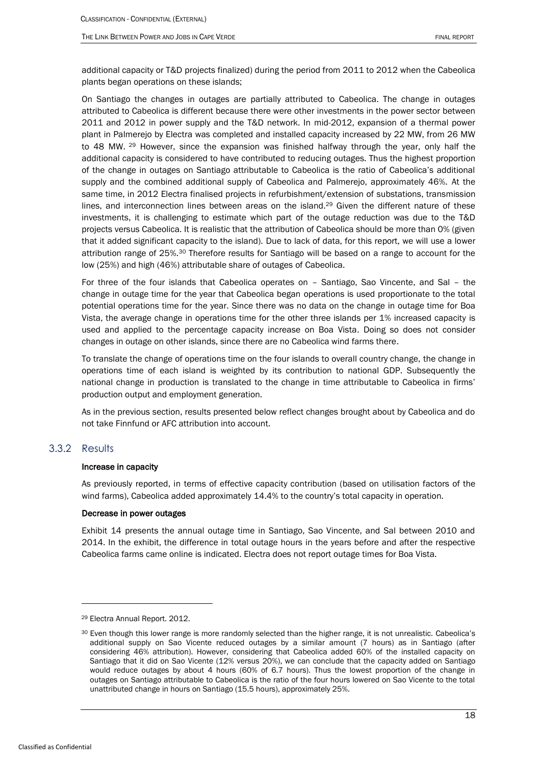additional capacity or T&D projects finalized) during the period from 2011 to 2012 when the Cabeolica plants began operations on these islands;

On Santiago the changes in outages are partially attributed to Cabeolica. The change in outages attributed to Cabeolica is different because there were other investments in the power sector between 2011 and 2012 in power supply and the T&D network. In mid-2012, expansion of a thermal power plant in Palmerejo by Electra was completed and installed capacity increased by 22 MW, from 26 MW to 48 MW. [29] However, since the expansion was finished halfway through the year, only half the additional capacity is considered to have contributed to reducing outages. Thus the highest proportion of the change in outages on Santiago attributable to Cabeolica is the ratio of Cabeolica's additional supply and the combined additional supply of Cabeolica and Palmerejo, approximately 46%. At the same time, in 2012 Electra finalised projects in refurbishment/extension of substations, transmission lines, and interconnection lines between areas on the island.[29] Given the different nature of these investments, it is challenging to estimate which part of the outage reduction was due to the T&D projects versus Cabeolica. It is realistic that the attribution of Cabeolica should be more than 0% (given that it added significant capacity to the island). Due to lack of data, for this report, we will use a lower attribution range of 25%.[30] Therefore results for Santiago will be based on a range to account for the low (25%) and high (46%) attributable share of outages of Cabeolica.

For three of the four islands that Cabeolica operates on – Santiago, Sao Vincente, and Sal – the change in outage time for the year that Cabeolica began operations is used proportionate to the total potential operations time for the year. Since there was no data on the change in outage time for Boa Vista, the average change in operations time for the other three islands per 1% increased capacity is used and applied to the percentage capacity increase on Boa Vista. Doing so does not consider changes in outage on other islands, since there are no Cabeolica wind farms there.

To translate the change of operations time on the four islands to overall country change, the change in operations time of each island is weighted by its contribution to national GDP. Subsequently the national change in production is translated to the change in time attributable to Cabeolica in firms' production output and employment generation.

As in the previous section, results presented below reflect changes brought about by Cabeolica and do not take Finnfund or AFC attribution into account.

### 3.3.2 Results

**Increase in capacity**

As previously reported, in terms of effective capacity contribution (based on utilisation factors of the wind farms), Cabeolica added approximately 14.4% to the country's total capacity in operation.

**Decrease in power outages**

Exhibit 14 presents the annual outage time in Santiago, Sao Vincente, and Sal between 2010 and 2014. In the exhibit, the difference in total outage hours in the years before and after the respective Cabeolica farms came online is indicated. Electra does not report outage times for Boa Vista.

---

[29] Electra Annual Report. 2012.

[30] Even though this lower range is more randomly selected than the higher range, it is not unrealistic. Cabeolica's additional supply on Sao Vicente reduced outages by a similar amount (7 hours) as in Santiago (after considering 46% attribution). However, considering that Cabeolica added 60% of the installed capacity on Santiago that it did on Sao Vicente (12% versus 20%), we can conclude that the capacity added on Santiago would reduce outages by about 4 hours (60% of 6.7 hours). Thus the lowest proportion of the change in outages on Santiago attributable to Cabeolica is the ratio of the four hours lowered on Sao Vicente to the total unattributed change in hours on Santiago (15.5 hours), approximately 25%.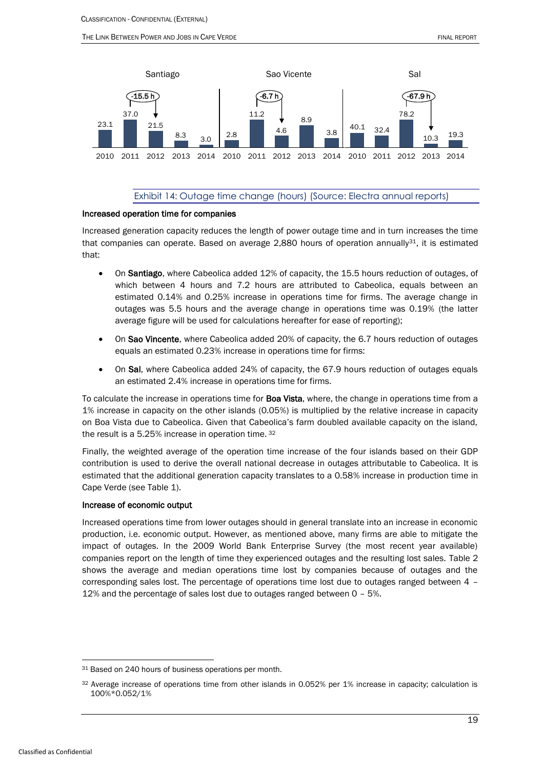| | 2010 | 2011 | 2012 | 2013 | 2014 |
|---|---|---|---|---|---|
| Santiago | 23.1 | 37.0 | 21.5 | 8.3 | 3.0 |
| Sao Vicente | 2.8 | 11.2 | 4.6 | 8.9 | 3.8 |
| Sal | 40.1 | 32.4 | 78.2 | 10.3 | 19.3 |

Santiago: -15.5 h (2011 to 2012); Sao Vicente: -6.7 h (2011 to 2012); Sal: -67.9 h (2012 to 2013)

Exhibit 14: Outage time change (hours) (Source: Electra annual reports)

**Increased operation time for companies**

Increased generation capacity reduces the length of power outage time and in turn increases the time that companies can operate. Based on average 2,880 hours of operation annually[31], it is estimated that:

- On **Santiago**, where Cabeolica added 12% of capacity, the 15.5 hours reduction of outages, of which between 4 hours and 7.2 hours are attributed to Cabeolica, equals between an estimated 0.14% and 0.25% increase in operations time for firms. The average change in outages was 5.5 hours and the average change in operations time was 0.19% (the latter average figure will be used for calculations hereafter for ease of reporting);
- On **Sao Vincente**, where Cabeolica added 20% of capacity, the 6.7 hours reduction of outages equals an estimated 0.23% increase in operations time for firms:
- On **Sal**, where Cabeolica added 24% of capacity, the 67.9 hours reduction of outages equals an estimated 2.4% increase in operations time for firms.

To calculate the increase in operations time for **Boa Vista**, where, the change in operations time from a 1% increase in capacity on the other islands (0.05%) is multiplied by the relative increase in capacity on Boa Vista due to Cabeolica. Given that Cabeolica's farm doubled available capacity on the island, the result is a 5.25% increase in operation time. [32]

Finally, the weighted average of the operation time increase of the four islands based on their GDP contribution is used to derive the overall national decrease in outages attributable to Cabeolica. It is estimated that the additional generation capacity translates to a 0.58% increase in production time in Cape Verde (see Table 1).

**Increase of economic output**

Increased operations time from lower outages should in general translate into an increase in economic production, i.e. economic output. However, as mentioned above, many firms are able to mitigate the impact of outages. In the 2009 World Bank Enterprise Survey (the most recent year available) companies report on the length of time they experienced outages and the resulting lost sales. Table 2 shows the average and median operations time lost by companies because of outages and the corresponding sales lost. The percentage of operations time lost due to outages ranged between 4 – 12% and the percentage of sales lost due to outages ranged between 0 – 5%.

---

[31] Based on 240 hours of business operations per month.

[32] Average increase of operations time from other islands in 0.052% per 1% increase in capacity; calculation is 100%*0.052/1%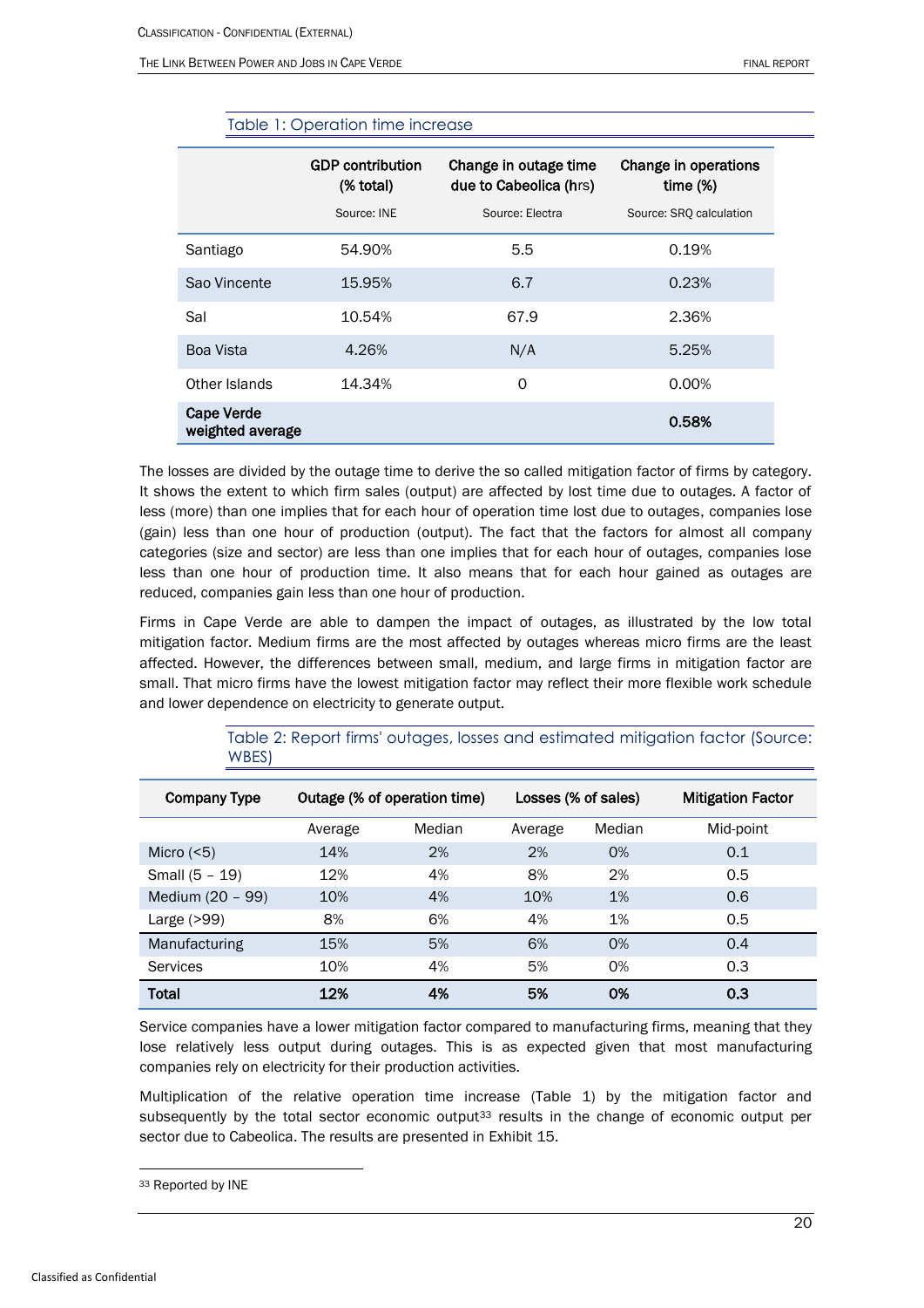Table 1: Operation time increase

| | GDP contribution (% total) Source: INE | Change in outage time due to Cabeolica (hrs) Source: Electra | Change in operations time (%) Source: SRQ calculation |
|---|---|---|---|
| Santiago | 54.90% | 5.5 | 0.19% |
| Sao Vincente | 15.95% | 6.7 | 0.23% |
| Sal | 10.54% | 67.9 | 2.36% |
| Boa Vista | 4.26% | N/A | 5.25% |
| Other Islands | 14.34% | 0 | 0.00% |
| **Cape Verde weighted average** | | | **0.58%** |

The losses are divided by the outage time to derive the so called mitigation factor of firms by category. It shows the extent to which firm sales (output) are affected by lost time due to outages. A factor of less (more) than one implies that for each hour of operation time lost due to outages, companies lose (gain) less than one hour of production (output). The fact that the factors for almost all company categories (size and sector) are less than one implies that for each hour of outages, companies lose less than one hour of production time. It also means that for each hour gained as outages are reduced, companies gain less than one hour of production.

Firms in Cape Verde are able to dampen the impact of outages, as illustrated by the low total mitigation factor. Medium firms are the most affected by outages whereas micro firms are the least affected. However, the differences between small, medium, and large firms in mitigation factor are small. That micro firms have the lowest mitigation factor may reflect their more flexible work schedule and lower dependence on electricity to generate output.

Table 2: Report firms' outages, losses and estimated mitigation factor (Source: WBES)

| Company Type | Outage (% of operation time) | | Losses (% of sales) | | Mitigation Factor |
|---|---|---|---|---|---|
| | Average | Median | Average | Median | Mid-point |
| Micro (<5) | 14% | 2% | 2% | 0% | 0.1 |
| Small (5 – 19) | 12% | 4% | 8% | 2% | 0.5 |
| Medium (20 – 99) | 10% | 4% | 10% | 1% | 0.6 |
| Large (>99) | 8% | 6% | 4% | 1% | 0.5 |
| Manufacturing | 15% | 5% | 6% | 0% | 0.4 |
| Services | 10% | 4% | 5% | 0% | 0.3 |
| **Total** | **12%** | **4%** | **5%** | **0%** | **0.3** |

Service companies have a lower mitigation factor compared to manufacturing firms, meaning that they lose relatively less output during outages. This is as expected given that most manufacturing companies rely on electricity for their production activities.

Multiplication of the relative operation time increase (Table 1) by the mitigation factor and subsequently by the total sector economic output[33] results in the change of economic output per sector due to Cabeolica. The results are presented in Exhibit 15.

[33] Reported by INE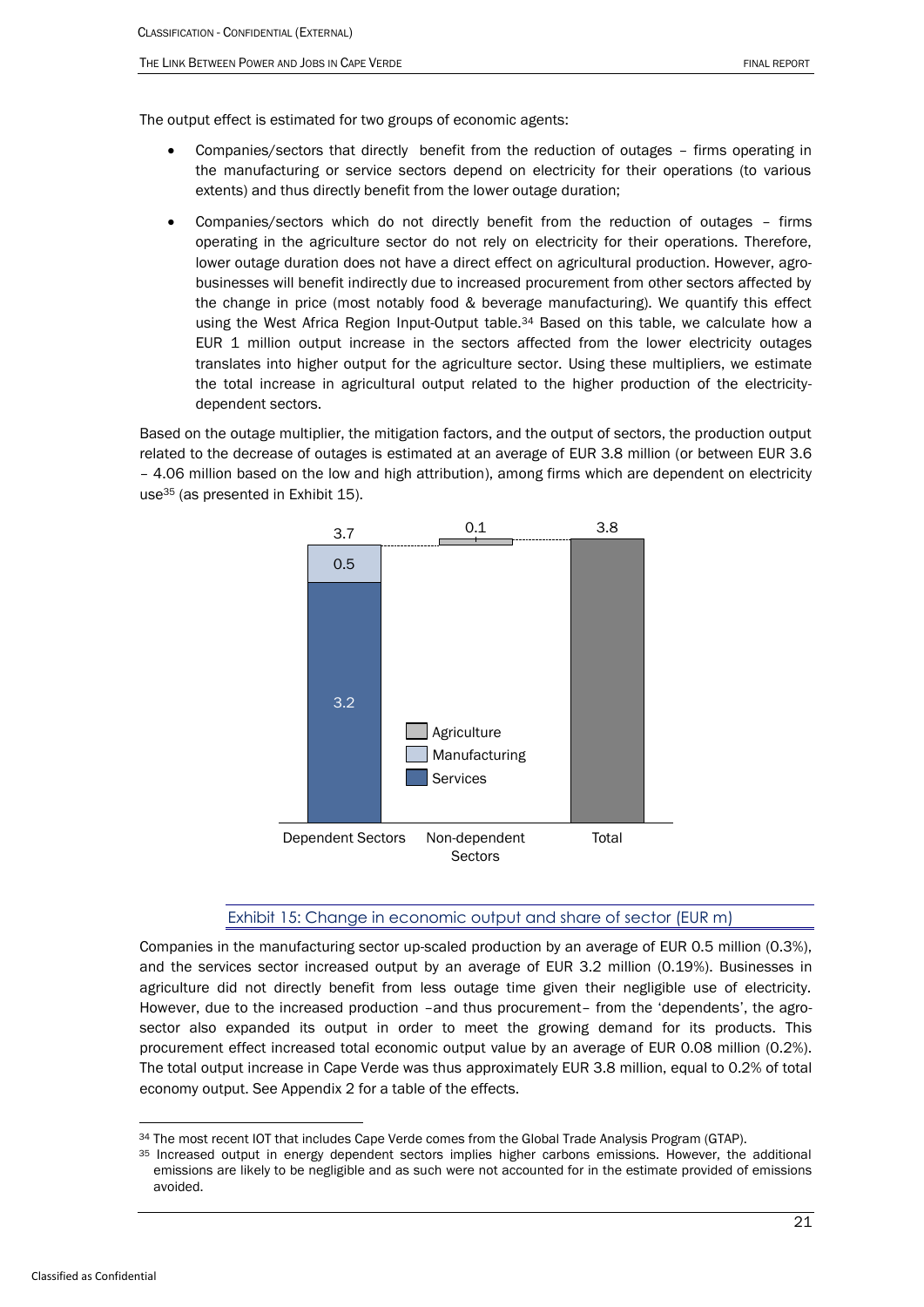The output effect is estimated for two groups of economic agents:

- Companies/sectors that directly benefit from the reduction of outages – firms operating in the manufacturing or service sectors depend on electricity for their operations (to various extents) and thus directly benefit from the lower outage duration;
- Companies/sectors which do not directly benefit from the reduction of outages – firms operating in the agriculture sector do not rely on electricity for their operations. Therefore, lower outage duration does not have a direct effect on agricultural production. However, agro-businesses will benefit indirectly due to increased procurement from other sectors affected by the change in price (most notably food & beverage manufacturing). We quantify this effect using the West Africa Region Input-Output table.[34] Based on this table, we calculate how a EUR 1 million output increase in the sectors affected from the lower electricity outages translates into higher output for the agriculture sector. Using these multipliers, we estimate the total increase in agricultural output related to the higher production of the electricity-dependent sectors.

Based on the outage multiplier, the mitigation factors, and the output of sectors, the production output related to the decrease of outages is estimated at an average of EUR 3.8 million (or between EUR 3.6 – 4.06 million based on the low and high attribution), among firms which are dependent on electricity use[35] (as presented in Exhibit 15).

| | Dependent Sectors | Non-dependent Sectors | Total |
|---|---|---|---|
| Services | 3.2 | | |
| Manufacturing | 0.5 | | |
| Agriculture | | 0.1 | |
| Total | 3.7 | 0.1 | 3.8 |

Exhibit 15: Change in economic output and share of sector (EUR m)

Companies in the manufacturing sector up-scaled production by an average of EUR 0.5 million (0.3%), and the services sector increased output by an average of EUR 3.2 million (0.19%). Businesses in agriculture did not directly benefit from less outage time given their negligible use of electricity. However, due to the increased production –and thus procurement– from the 'dependents', the agro-sector also expanded its output in order to meet the growing demand for its products. This procurement effect increased total economic output value by an average of EUR 0.08 million (0.2%). The total output increase in Cape Verde was thus approximately EUR 3.8 million, equal to 0.2% of total economy output. See Appendix 2 for a table of the effects.

---

[34] The most recent IOT that includes Cape Verde comes from the Global Trade Analysis Program (GTAP).

[35] Increased output in energy dependent sectors implies higher carbons emissions. However, the additional emissions are likely to be negligible and as such were not accounted for in the estimate provided of emissions avoided.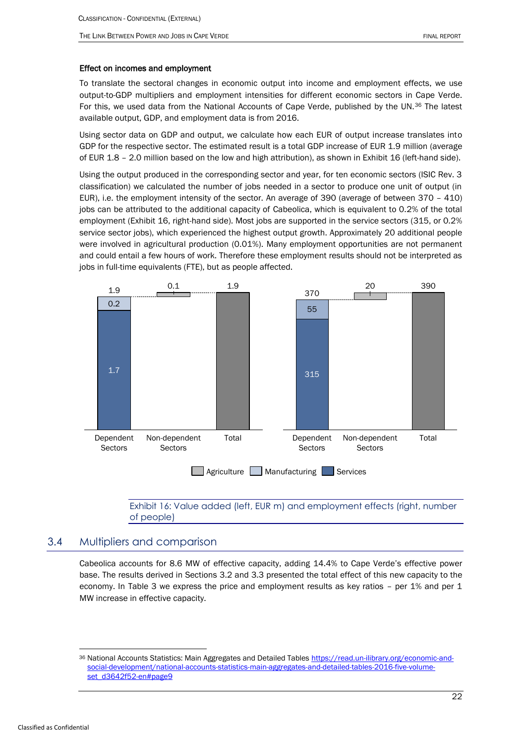#### Effect on incomes and employment

To translate the sectoral changes in economic output into income and employment effects, we use output-to-GDP multipliers and employment intensities for different economic sectors in Cape Verde. For this, we used data from the National Accounts of Cape Verde, published by the UN.[36] The latest available output, GDP, and employment data is from 2016.

Using sector data on GDP and output, we calculate how each EUR of output increase translates into GDP for the respective sector. The estimated result is a total GDP increase of EUR 1.9 million (average of EUR 1.8 – 2.0 million based on the low and high attribution), as shown in Exhibit 16 (left-hand side).

Using the output produced in the corresponding sector and year, for ten economic sectors (ISIC Rev. 3 classification) we calculated the number of jobs needed in a sector to produce one unit of output (in EUR), i.e. the employment intensity of the sector. An average of 390 (average of between 370 – 410) jobs can be attributed to the additional capacity of Cabeolica, which is equivalent to 0.2% of the total employment (Exhibit 16, right-hand side). Most jobs are supported in the service sectors (315, or 0.2% service sector jobs), which experienced the highest output growth. Approximately 20 additional people were involved in agricultural production (0.01%). Many employment opportunities are not permanent and could entail a few hours of work. Therefore these employment results should not be interpreted as jobs in full-time equivalents (FTE), but as people affected.

| | Dependent Sectors | Non-dependent Sectors | Total |
|---|---|---|---|
| Value added (EUR m) – Services | 1.7 | | |
| Value added (EUR m) – Manufacturing | 0.2 | | |
| Value added (EUR m) – Agriculture | | 0.1 | |
| Value added (EUR m) – Total | 1.9 | 0.1 | 1.9 |
| Employment (people) – Services | 315 | | |
| Employment (people) – Manufacturing | 55 | | |
| Employment (people) – Agriculture | | 20 | |
| Employment (people) – Total | 370 | 20 | 390 |

Exhibit 16: Value added (left, EUR m) and employment effects (right, number of people)

## 3.4 Multipliers and comparison

Cabeolica accounts for 8.6 MW of effective capacity, adding 14.4% to Cape Verde's effective power base. The results derived in Sections 3.2 and 3.3 presented the total effect of this new capacity to the economy. In Table 3 we express the price and employment results as key ratios – per 1% and per 1 MW increase in effective capacity.

---

[36] National Accounts Statistics: Main Aggregates and Detailed Tables https://read.un-ilibrary.org/economic-and-social-development/national-accounts-statistics-main-aggregates-and-detailed-tables-2016-five-volume-set_d3642f52-en#page9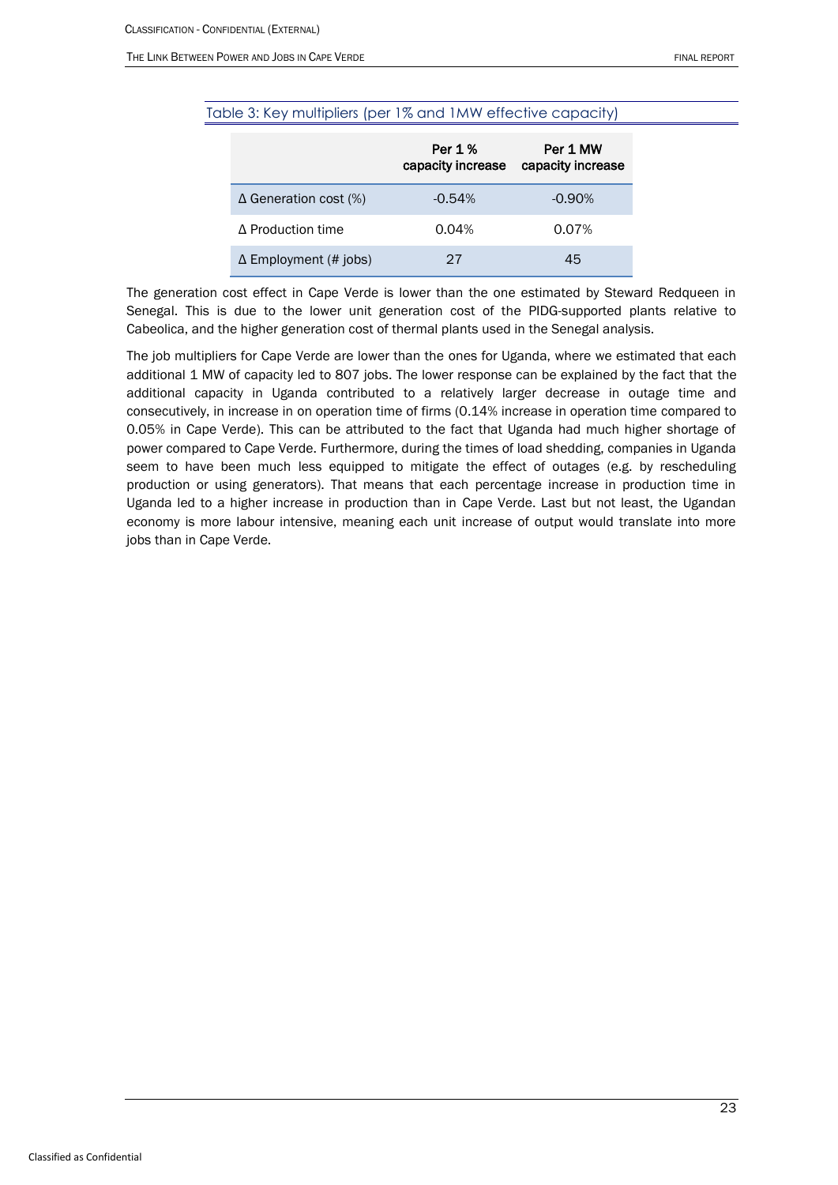Table 3: Key multipliers (per 1% and 1MW effective capacity)

| | Per 1 % capacity increase | Per 1 MW capacity increase |
|---|---|---|
| Δ Generation cost (%) | -0.54% | -0.90% |
| Δ Production time | 0.04% | 0.07% |
| Δ Employment (# jobs) | 27 | 45 |

The generation cost effect in Cape Verde is lower than the one estimated by Steward Redqueen in Senegal. This is due to the lower unit generation cost of the PIDG-supported plants relative to Cabeolica, and the higher generation cost of thermal plants used in the Senegal analysis.

The job multipliers for Cape Verde are lower than the ones for Uganda, where we estimated that each additional 1 MW of capacity led to 807 jobs. The lower response can be explained by the fact that the additional capacity in Uganda contributed to a relatively larger decrease in outage time and consecutively, in increase in on operation time of firms (0.14% increase in operation time compared to 0.05% in Cape Verde). This can be attributed to the fact that Uganda had much higher shortage of power compared to Cape Verde. Furthermore, during the times of load shedding, companies in Uganda seem to have been much less equipped to mitigate the effect of outages (e.g. by rescheduling production or using generators). That means that each percentage increase in production time in Uganda led to a higher increase in production than in Cape Verde. Last but not least, the Ugandan economy is more labour intensive, meaning each unit increase of output would translate into more jobs than in Cape Verde.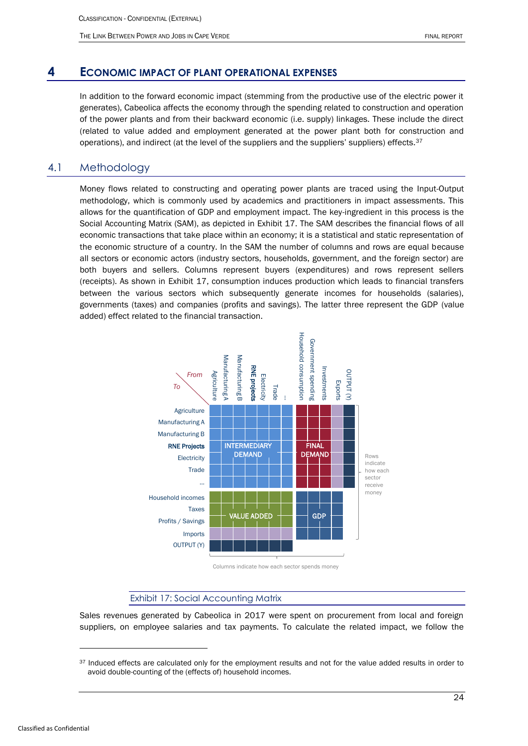# 4 Economic impact of plant operational expenses

In addition to the forward economic impact (stemming from the productive use of the electric power it generates), Cabeolica affects the economy through the spending related to construction and operation of the power plants and from their backward economic (i.e. supply) linkages. These include the direct (related to value added and employment generated at the power plant both for construction and operations), and indirect (at the level of the suppliers and the suppliers' suppliers) effects.[37]

## 4.1 Methodology

Money flows related to constructing and operating power plants are traced using the Input-Output methodology, which is commonly used by academics and practitioners in impact assessments. This allows for the quantification of GDP and employment impact. The key-ingredient in this process is the Social Accounting Matrix (SAM), as depicted in Exhibit 17. The SAM describes the financial flows of all economic transactions that take place within an economy; it is a statistical and static representation of the economic structure of a country. In the SAM the number of columns and rows are equal because all sectors or economic actors (industry sectors, households, government, and the foreign sector) are both buyers and sellers. Columns represent buyers (expenditures) and rows represent sellers (receipts). As shown in Exhibit 17, consumption induces production which leads to financial transfers between the various sectors which subsequently generate incomes for households (salaries), governments (taxes) and companies (profits and savings). The latter three represent the GDP (value added) effect related to the financial transaction.

| To \ From | Agriculture | Manufacturing A | Manufacturing B | **RNE projects** | Electricity | Trade | ... | Household consumption | Government spending | Investments | Exports | OUTPUT (Y) |
|---|---|---|---|---|---|---|---|---|---|---|---|---|
| Agriculture | INTERMEDIARY DEMAND | | | | | | | FINAL DEMAND | | | | |
| Manufacturing A | | | | | | | | | | | | |
| Manufacturing B | | | | | | | | | | | | |
| **RNE Projects** | | | | | | | | | | | | |
| Electricity | | | | | | | | | | | | |
| Trade | | | | | | | | | | | | |
| ... | | | | | | | | | | | | |
| Household incomes | VALUE ADDED | | | | | | | GDP | | | | |
| Taxes | | | | | | | | | | | | |
| Profits / Savings | | | | | | | | | | | | |
| Imports | | | | | | | | | | | | |
| OUTPUT (Y) | | | | | | | | | | | | |

Rows indicate how each sector receive money

Columns indicate how each sector spends money

Exhibit 17: Social Accounting Matrix

Sales revenues generated by Cabeolica in 2017 were spent on procurement from local and foreign suppliers, on employee salaries and tax payments. To calculate the related impact, we follow the

[37] Induced effects are calculated only for the employment results and not for the value added results in order to avoid double-counting of the (effects of) household incomes.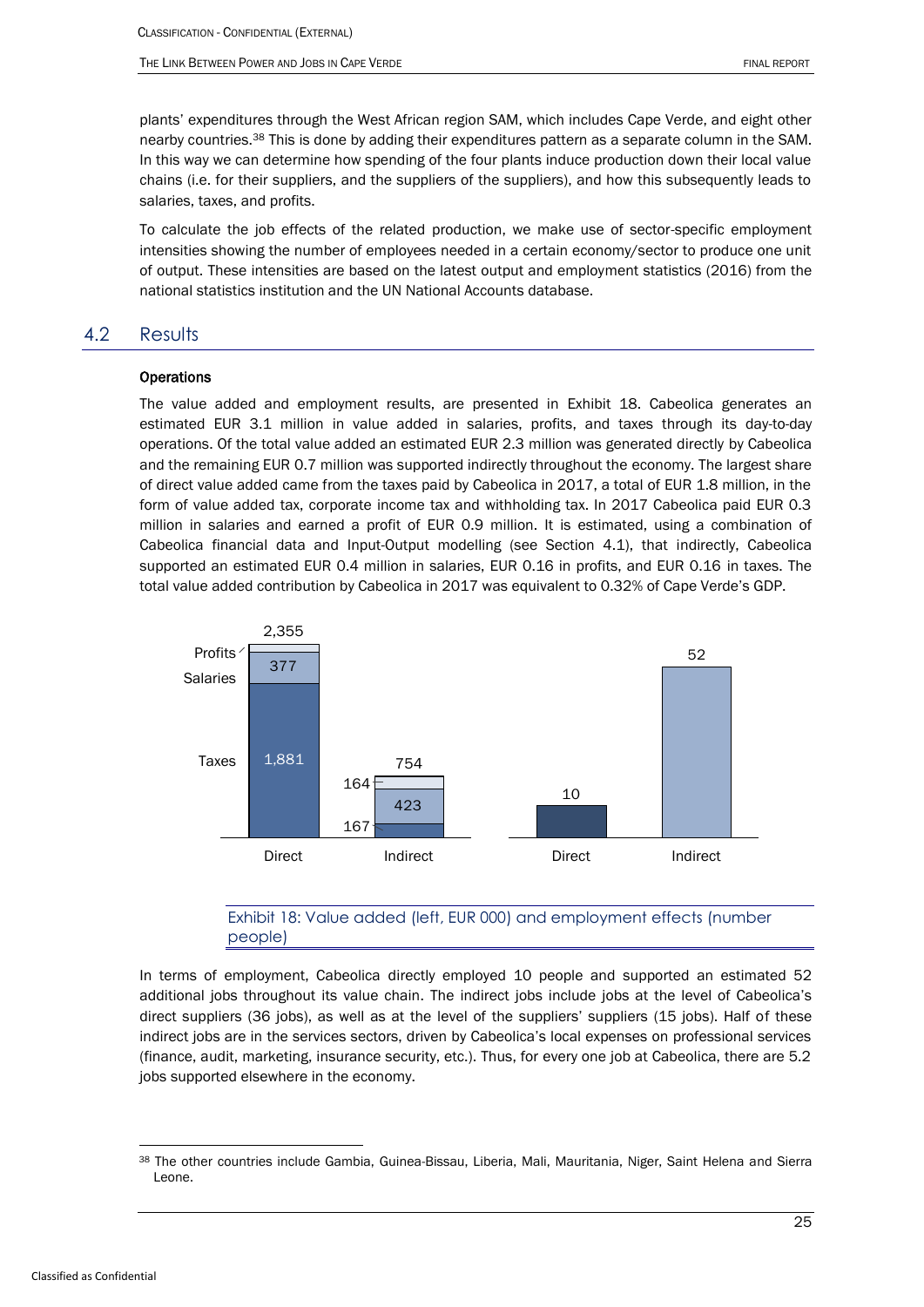plants' expenditures through the West African region SAM, which includes Cape Verde, and eight other nearby countries.[38] This is done by adding their expenditures pattern as a separate column in the SAM. In this way we can determine how spending of the four plants induce production down their local value chains (i.e. for their suppliers, and the suppliers of the suppliers), and how this subsequently leads to salaries, taxes, and profits.

To calculate the job effects of the related production, we make use of sector-specific employment intensities showing the number of employees needed in a certain economy/sector to produce one unit of output. These intensities are based on the latest output and employment statistics (2016) from the national statistics institution and the UN National Accounts database.

## 4.2 Results

**Operations**

The value added and employment results, are presented in Exhibit 18. Cabeolica generates an estimated EUR 3.1 million in value added in salaries, profits, and taxes through its day-to-day operations. Of the total value added an estimated EUR 2.3 million was generated directly by Cabeolica and the remaining EUR 0.7 million was supported indirectly throughout the economy. The largest share of direct value added came from the taxes paid by Cabeolica in 2017, a total of EUR 1.8 million, in the form of value added tax, corporate income tax and withholding tax. In 2017 Cabeolica paid EUR 0.3 million in salaries and earned a profit of EUR 0.9 million. It is estimated, using a combination of Cabeolica financial data and Input-Output modelling (see Section 4.1), that indirectly, Cabeolica supported an estimated EUR 0.4 million in salaries, EUR 0.16 in profits, and EUR 0.16 in taxes. The total value added contribution by Cabeolica in 2017 was equivalent to 0.32% of Cape Verde's GDP.

| | Value added: Direct | Value added: Indirect | Employment: Direct | Employment: Indirect |
|---|---|---|---|---|
| Taxes | 1,881 | 167 | | |
| Salaries | 377 | 423 | | |
| Profits | | 164 | | |
| Total | 2,355 | 754 | 10 | 52 |

Exhibit 18: Value added (left, EUR 000) and employment effects (number people)

In terms of employment, Cabeolica directly employed 10 people and supported an estimated 52 additional jobs throughout its value chain. The indirect jobs include jobs at the level of Cabeolica's direct suppliers (36 jobs), as well as at the level of the suppliers' suppliers (15 jobs). Half of these indirect jobs are in the services sectors, driven by Cabeolica's local expenses on professional services (finance, audit, marketing, insurance security, etc.). Thus, for every one job at Cabeolica, there are 5.2 jobs supported elsewhere in the economy.

[38] The other countries include Gambia, Guinea-Bissau, Liberia, Mali, Mauritania, Niger, Saint Helena and Sierra Leone.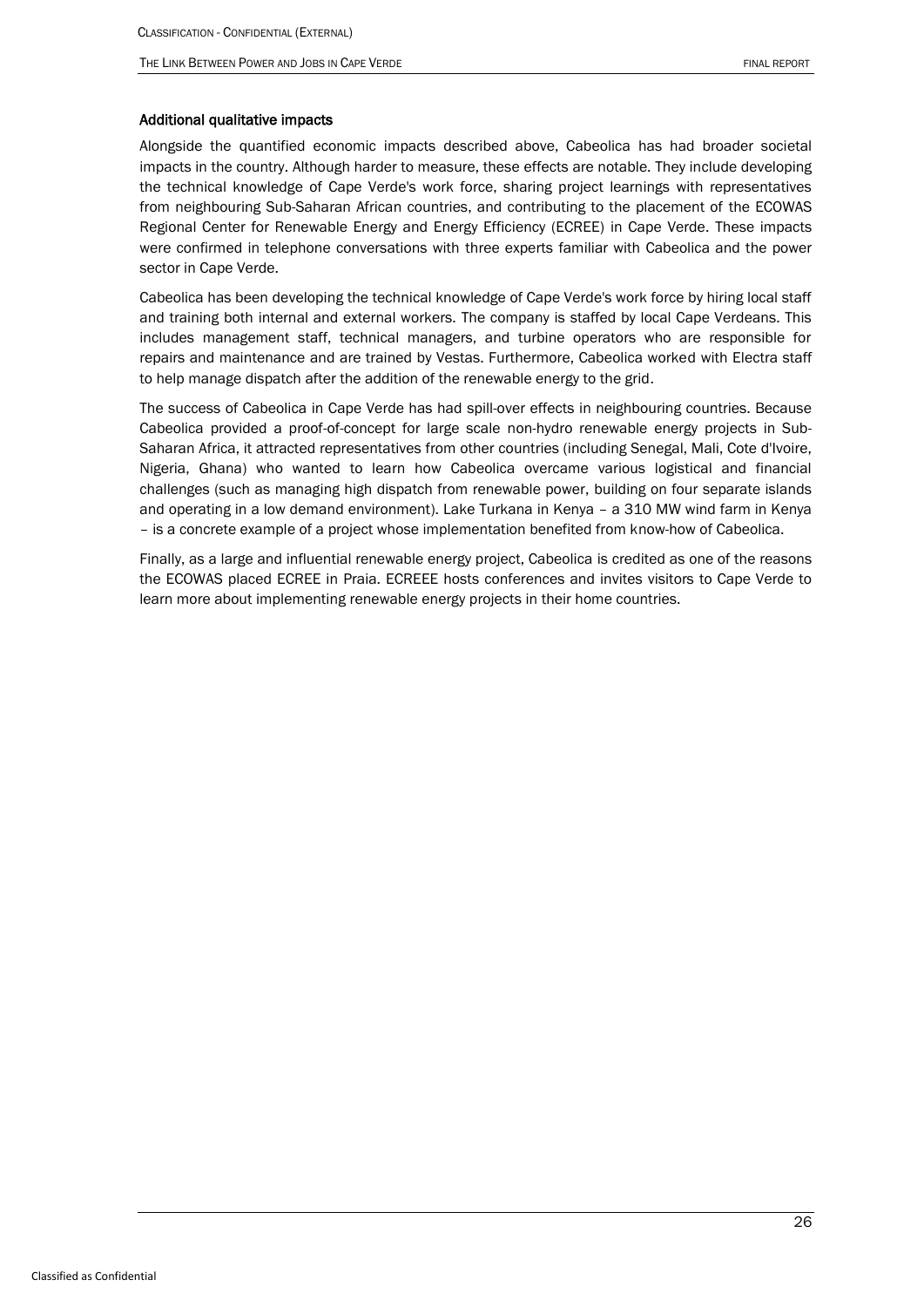### Additional qualitative impacts

Alongside the quantified economic impacts described above, Cabeolica has had broader societal impacts in the country. Although harder to measure, these effects are notable. They include developing the technical knowledge of Cape Verde's work force, sharing project learnings with representatives from neighbouring Sub-Saharan African countries, and contributing to the placement of the ECOWAS Regional Center for Renewable Energy and Energy Efficiency (ECREE) in Cape Verde. These impacts were confirmed in telephone conversations with three experts familiar with Cabeolica and the power sector in Cape Verde.

Cabeolica has been developing the technical knowledge of Cape Verde's work force by hiring local staff and training both internal and external workers. The company is staffed by local Cape Verdeans. This includes management staff, technical managers, and turbine operators who are responsible for repairs and maintenance and are trained by Vestas. Furthermore, Cabeolica worked with Electra staff to help manage dispatch after the addition of the renewable energy to the grid.

The success of Cabeolica in Cape Verde has had spill-over effects in neighbouring countries. Because Cabeolica provided a proof-of-concept for large scale non-hydro renewable energy projects in Sub-Saharan Africa, it attracted representatives from other countries (including Senegal, Mali, Cote d'Ivoire, Nigeria, Ghana) who wanted to learn how Cabeolica overcame various logistical and financial challenges (such as managing high dispatch from renewable power, building on four separate islands and operating in a low demand environment). Lake Turkana in Kenya – a 310 MW wind farm in Kenya – is a concrete example of a project whose implementation benefited from know-how of Cabeolica.

Finally, as a large and influential renewable energy project, Cabeolica is credited as one of the reasons the ECOWAS placed ECREE in Praia. ECREEE hosts conferences and invites visitors to Cape Verde to learn more about implementing renewable energy projects in their home countries.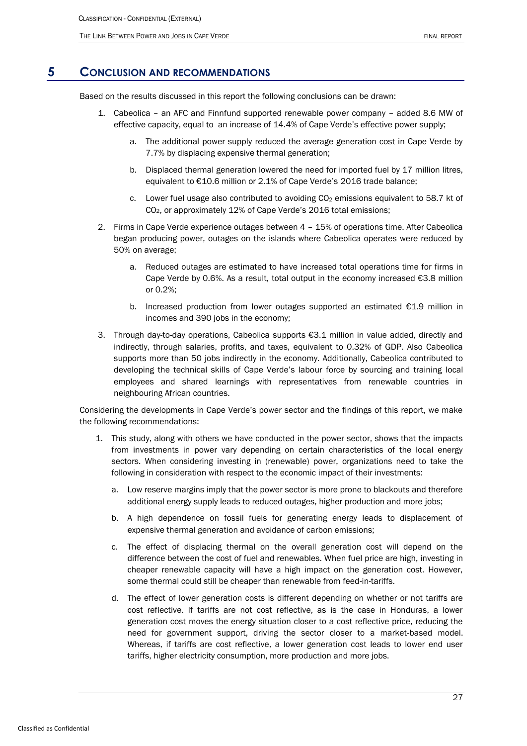# 5 CONCLUSION AND RECOMMENDATIONS

Based on the results discussed in this report the following conclusions can be drawn:

1. Cabeolica – an AFC and Finnfund supported renewable power company – added 8.6 MW of effective capacity, equal to an increase of 14.4% of Cape Verde's effective power supply;
   a. The additional power supply reduced the average generation cost in Cape Verde by 7.7% by displacing expensive thermal generation;
   b. Displaced thermal generation lowered the need for imported fuel by 17 million litres, equivalent to €10.6 million or 2.1% of Cape Verde's 2016 trade balance;
   c. Lower fuel usage also contributed to avoiding $CO_2$ emissions equivalent to 58.7 kt of $CO_2$, or approximately 12% of Cape Verde's 2016 total emissions;
2. Firms in Cape Verde experience outages between 4 – 15% of operations time. After Cabeolica began producing power, outages on the islands where Cabeolica operates were reduced by 50% on average;
   a. Reduced outages are estimated to have increased total operations time for firms in Cape Verde by 0.6%. As a result, total output in the economy increased €3.8 million or 0.2%;
   b. Increased production from lower outages supported an estimated €1.9 million in incomes and 390 jobs in the economy;
3. Through day-to-day operations, Cabeolica supports €3.1 million in value added, directly and indirectly, through salaries, profits, and taxes, equivalent to 0.32% of GDP. Also Cabeolica supports more than 50 jobs indirectly in the economy. Additionally, Cabeolica contributed to developing the technical skills of Cape Verde's labour force by sourcing and training local employees and shared learnings with representatives from renewable countries in neighbouring African countries.

Considering the developments in Cape Verde's power sector and the findings of this report, we make the following recommendations:

1. This study, along with others we have conducted in the power sector, shows that the impacts from investments in power vary depending on certain characteristics of the local energy sectors. When considering investing in (renewable) power, organizations need to take the following in consideration with respect to the economic impact of their investments:
   a. Low reserve margins imply that the power sector is more prone to blackouts and therefore additional energy supply leads to reduced outages, higher production and more jobs;
   b. A high dependence on fossil fuels for generating energy leads to displacement of expensive thermal generation and avoidance of carbon emissions;
   c. The effect of displacing thermal on the overall generation cost will depend on the difference between the cost of fuel and renewables. When fuel price are high, investing in cheaper renewable capacity will have a high impact on the generation cost. However, some thermal could still be cheaper than renewable from feed-in-tariffs.
   d. The effect of lower generation costs is different depending on whether or not tariffs are cost reflective. If tariffs are not cost reflective, as is the case in Honduras, a lower generation cost moves the energy situation closer to a cost reflective price, reducing the need for government support, driving the sector closer to a market-based model. Whereas, if tariffs are cost reflective, a lower generation cost leads to lower end user tariffs, higher electricity consumption, more production and more jobs.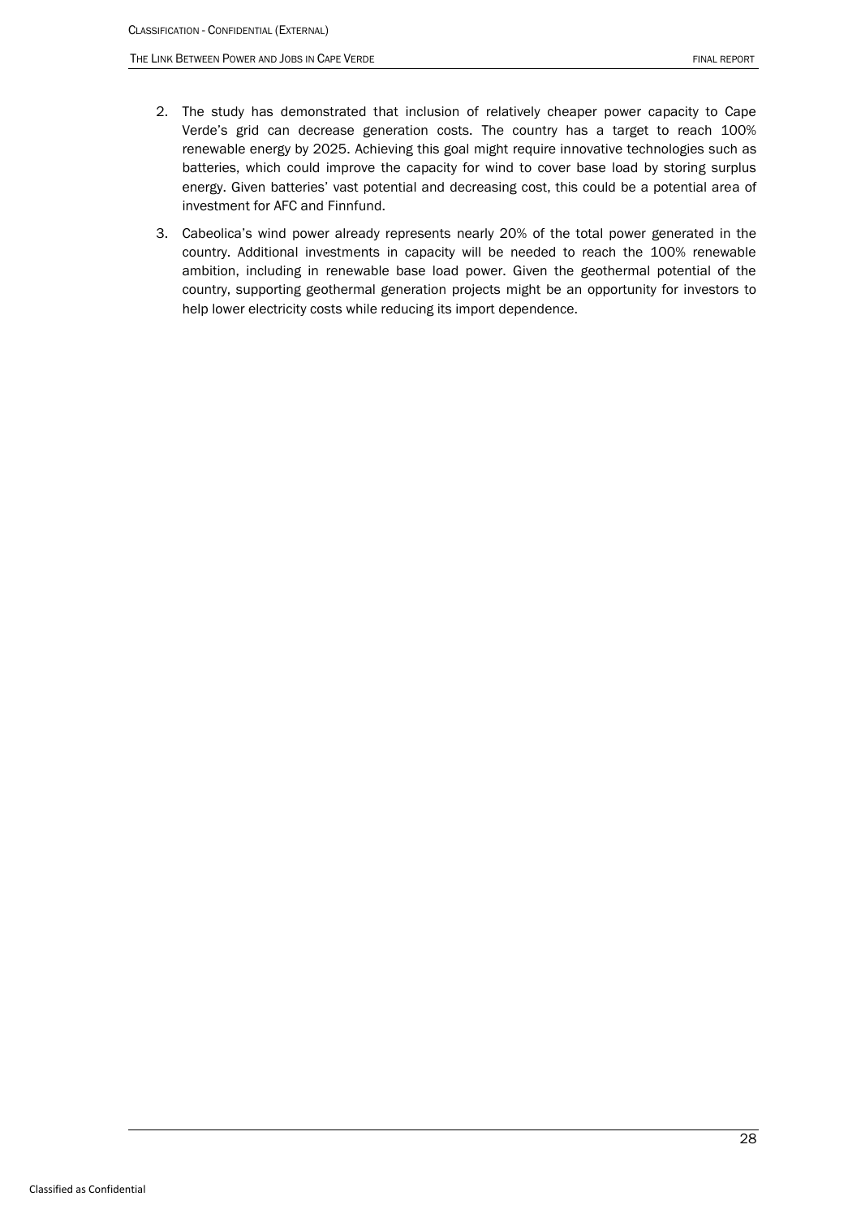2. The study has demonstrated that inclusion of relatively cheaper power capacity to Cape Verde's grid can decrease generation costs. The country has a target to reach 100% renewable energy by 2025. Achieving this goal might require innovative technologies such as batteries, which could improve the capacity for wind to cover base load by storing surplus energy. Given batteries' vast potential and decreasing cost, this could be a potential area of investment for AFC and Finnfund.

3. Cabeolica's wind power already represents nearly 20% of the total power generated in the country. Additional investments in capacity will be needed to reach the 100% renewable ambition, including in renewable base load power. Given the geothermal potential of the country, supporting geothermal generation projects might be an opportunity for investors to help lower electricity costs while reducing its import dependence.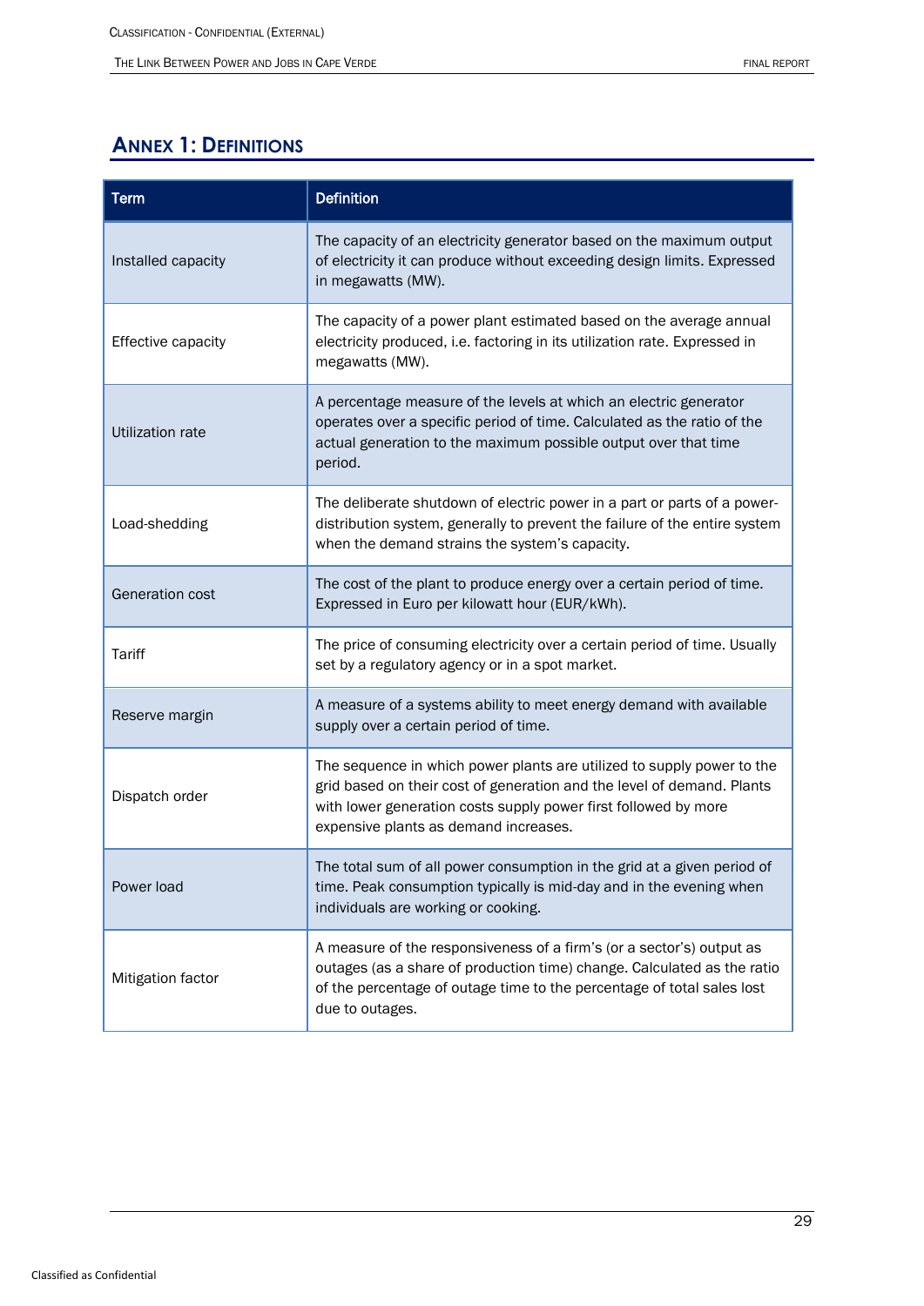## Annex 1: Definitions

| Term | Definition |
|---|---|
| Installed capacity | The capacity of an electricity generator based on the maximum output of electricity it can produce without exceeding design limits. Expressed in megawatts (MW). |
| Effective capacity | The capacity of a power plant estimated based on the average annual electricity produced, i.e. factoring in its utilization rate. Expressed in megawatts (MW). |
| Utilization rate | A percentage measure of the levels at which an electric generator operates over a specific period of time. Calculated as the ratio of the actual generation to the maximum possible output over that time period. |
| Load-shedding | The deliberate shutdown of electric power in a part or parts of a power-distribution system, generally to prevent the failure of the entire system when the demand strains the system's capacity. |
| Generation cost | The cost of the plant to produce energy over a certain period of time. Expressed in Euro per kilowatt hour (EUR/kWh). |
| Tariff | The price of consuming electricity over a certain period of time. Usually set by a regulatory agency or in a spot market. |
| Reserve margin | A measure of a systems ability to meet energy demand with available supply over a certain period of time. |
| Dispatch order | The sequence in which power plants are utilized to supply power to the grid based on their cost of generation and the level of demand. Plants with lower generation costs supply power first followed by more expensive plants as demand increases. |
| Power load | The total sum of all power consumption in the grid at a given period of time. Peak consumption typically is mid-day and in the evening when individuals are working or cooking. |
| Mitigation factor | A measure of the responsiveness of a firm's (or a sector's) output as outages (as a share of production time) change. Calculated as the ratio of the percentage of outage time to the percentage of total sales lost due to outages. |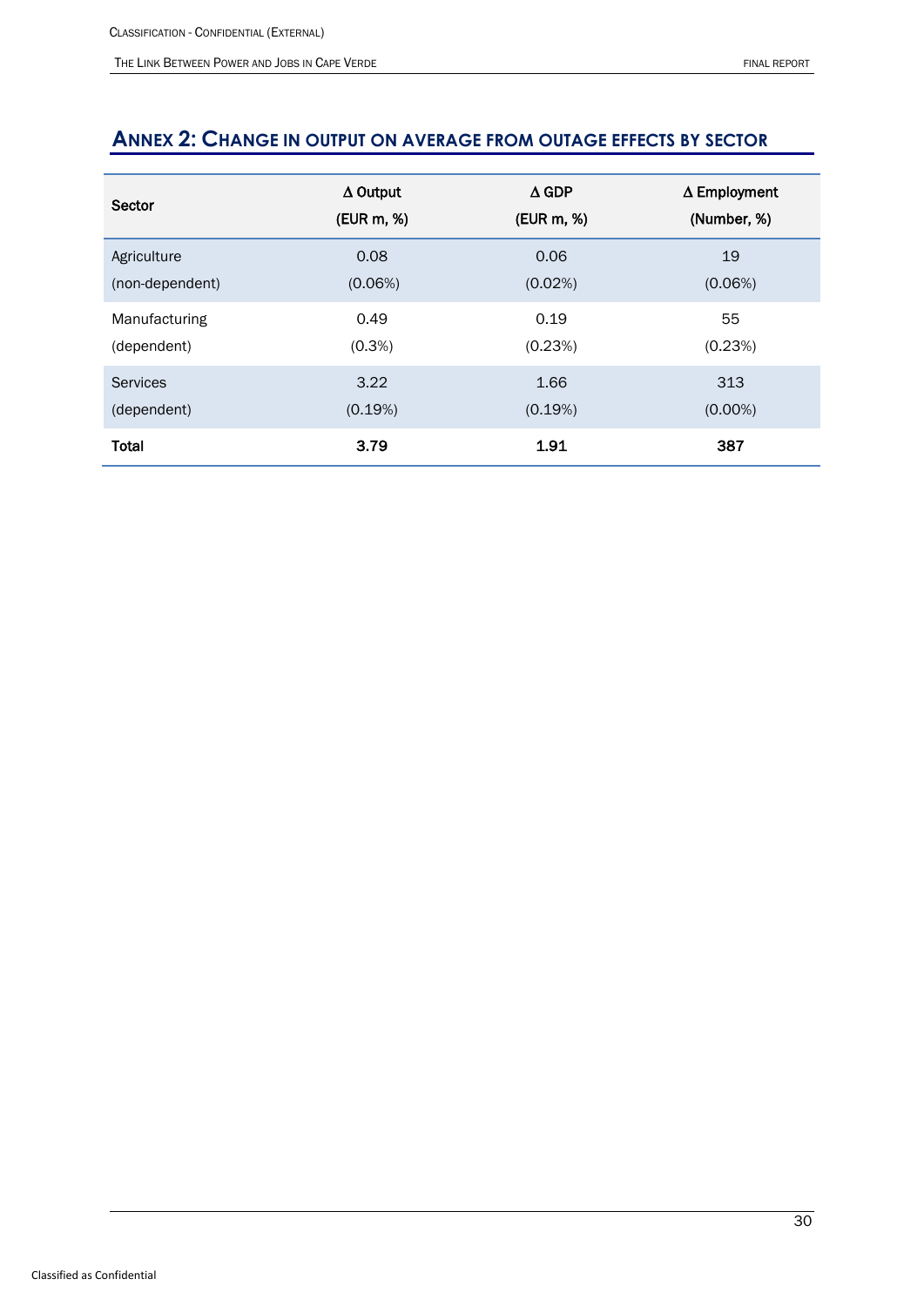## ANNEX 2: CHANGE IN OUTPUT ON AVERAGE FROM OUTAGE EFFECTS BY SECTOR

| Sector | Δ Output (EUR m, %) | Δ GDP (EUR m, %) | Δ Employment (Number, %) |
|---|---|---|---|
| Agriculture (non-dependent) | 0.08 (0.06%) | 0.06 (0.02%) | 19 (0.06%) |
| Manufacturing (dependent) | 0.49 (0.3%) | 0.19 (0.23%) | 55 (0.23%) |
| Services (dependent) | 3.22 (0.19%) | 1.66 (0.19%) | 313 (0.00%) |
| **Total** | **3.79** | **1.91** | **387** |